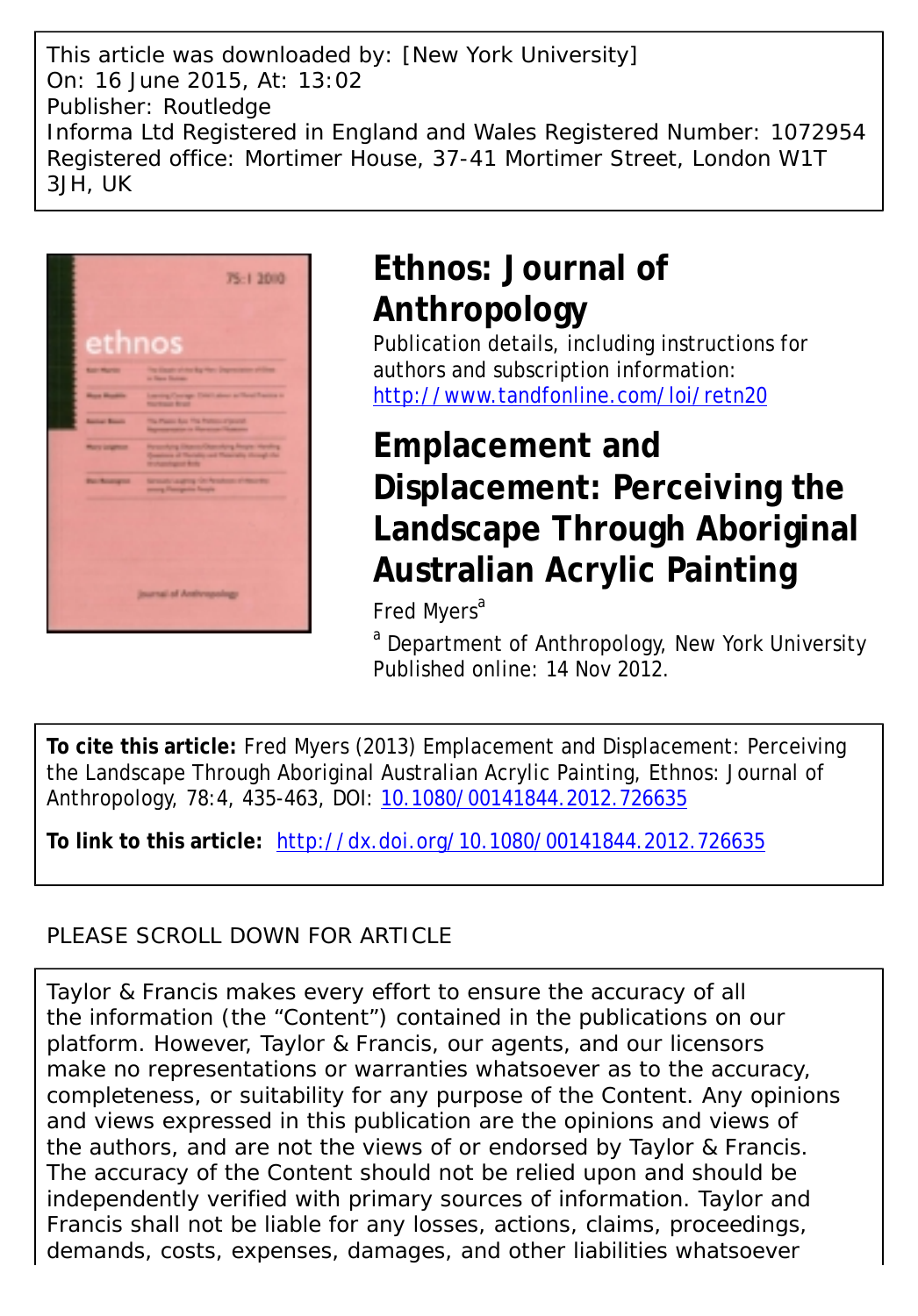This article was downloaded by: [New York University]
On: 16 June 2015, At: 13:02
Publisher: Routledge
Informa Ltd Registered in England and Wales Registered Number: 1072954
Registered office: Mortimer House, 37-41 Mortimer Street, London W1T 3JH, UK

# Ethnos: Journal of Anthropology

Publication details, including instructions for authors and subscription information:
http://www.tandfonline.com/loi/retn20

# Emplacement and Displacement: Perceiving the Landscape Through Aboriginal Australian Acrylic Painting

Fred Myers[a]

[a] Department of Anthropology, New York University

Published online: 14 Nov 2012.

**To cite this article:** Fred Myers (2013) Emplacement and Displacement: Perceiving the Landscape Through Aboriginal Australian Acrylic Painting, Ethnos: Journal of Anthropology, 78:4, 435-463, DOI: 10.1080/00141844.2012.726635

**To link to this article:** http://dx.doi.org/10.1080/00141844.2012.726635

PLEASE SCROLL DOWN FOR ARTICLE

Taylor & Francis makes every effort to ensure the accuracy of all the information (the "Content") contained in the publications on our platform. However, Taylor & Francis, our agents, and our licensors make no representations or warranties whatsoever as to the accuracy, completeness, or suitability for any purpose of the Content. Any opinions and views expressed in this publication are the opinions and views of the authors, and are not the views of or endorsed by Taylor & Francis. The accuracy of the Content should not be relied upon and should be independently verified with primary sources of information. Taylor and Francis shall not be liable for any losses, actions, claims, proceedings, demands, costs, expenses, damages, and other liabilities whatsoever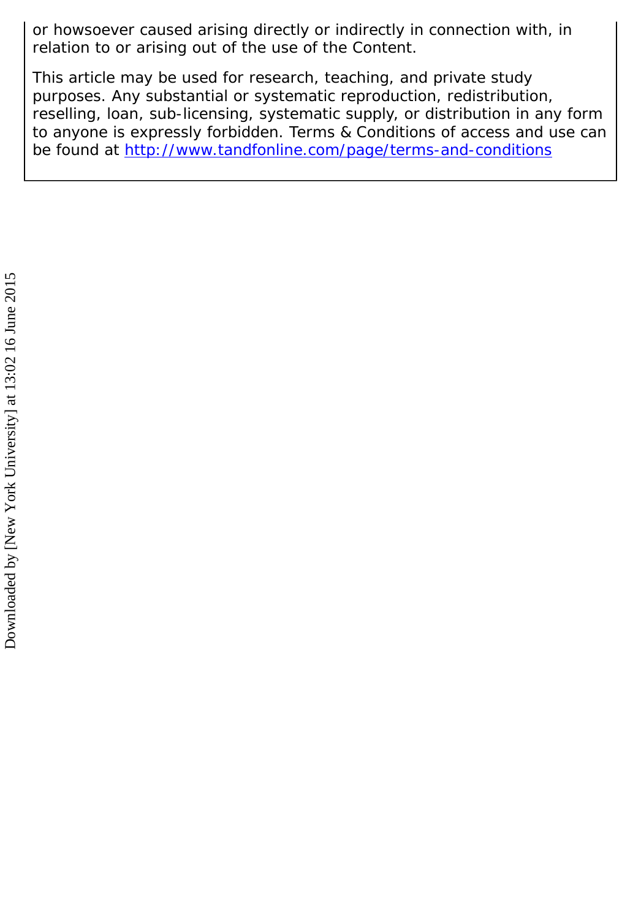or howsoever caused arising directly or indirectly in connection with, in relation to or arising out of the use of the Content.

This article may be used for research, teaching, and private study purposes. Any substantial or systematic reproduction, redistribution, reselling, loan, sub-licensing, systematic supply, or distribution in any form to anyone is expressly forbidden. Terms & Conditions of access and use can be found at http://www.tandfonline.com/page/terms-and-conditions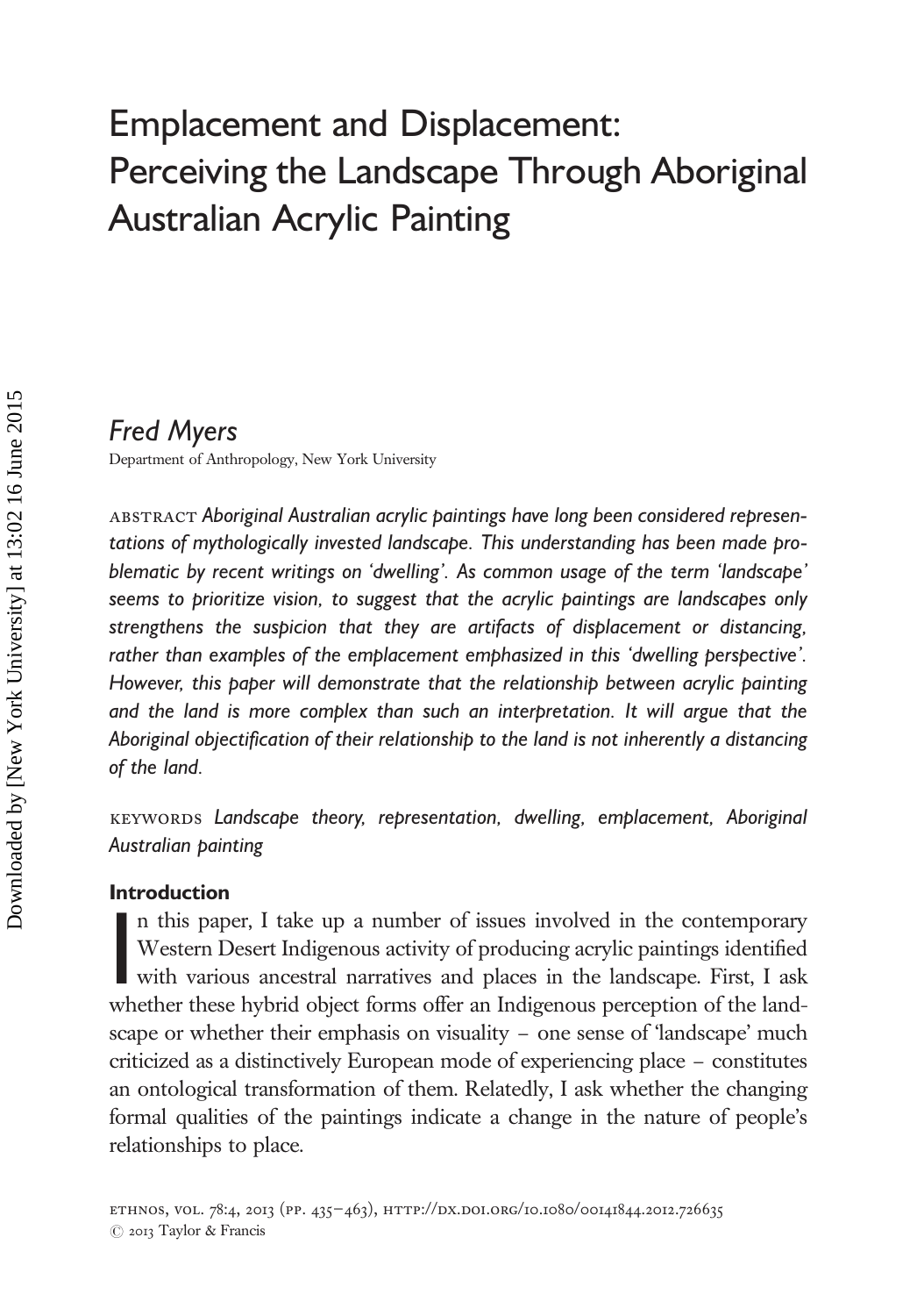# Emplacement and Displacement: Perceiving the Landscape Through Aboriginal Australian Acrylic Painting

*Fred Myers*

Department of Anthropology, New York University

ABSTRACT *Aboriginal Australian acrylic paintings have long been considered representations of mythologically invested landscape. This understanding has been made problematic by recent writings on 'dwelling'. As common usage of the term 'landscape' seems to prioritize vision, to suggest that the acrylic paintings are landscapes only strengthens the suspicion that they are artifacts of displacement or distancing, rather than examples of the emplacement emphasized in this 'dwelling perspective'. However, this paper will demonstrate that the relationship between acrylic painting and the land is more complex than such an interpretation. It will argue that the Aboriginal objectification of their relationship to the land is not inherently a distancing of the land.*

KEYWORDS *Landscape theory, representation, dwelling, emplacement, Aboriginal Australian painting*

## Introduction

In this paper, I take up a number of issues involved in the contemporary Western Desert Indigenous activity of producing acrylic paintings identified with various ancestral narratives and places in the landscape. First, I ask whether these hybrid object forms offer an Indigenous perception of the landscape or whether their emphasis on visuality – one sense of 'landscape' much criticized as a distinctively European mode of experiencing place – constitutes an ontological transformation of them. Relatedly, I ask whether the changing formal qualities of the paintings indicate a change in the nature of people's relationships to place.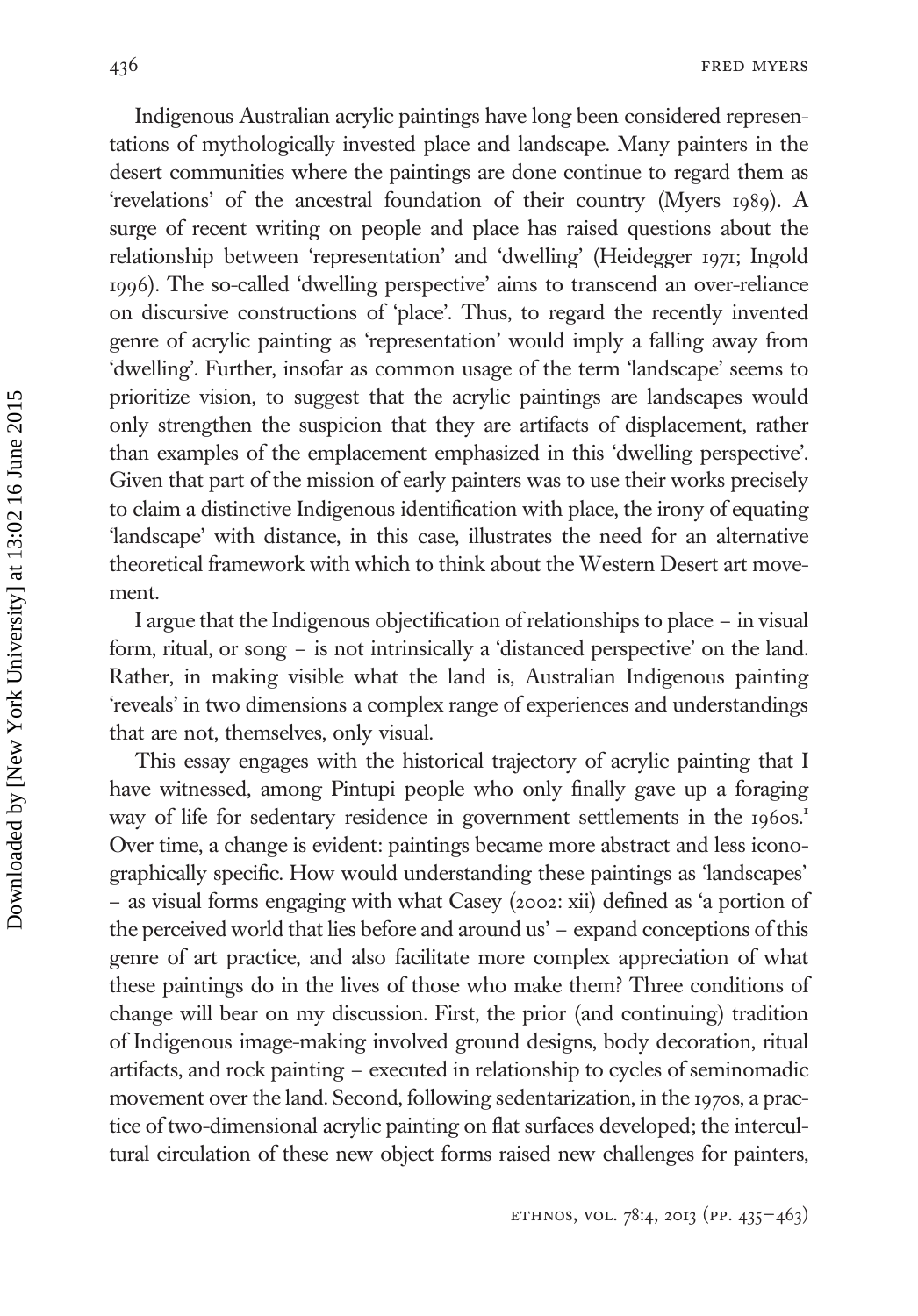Indigenous Australian acrylic paintings have long been considered representations of mythologically invested place and landscape. Many painters in the desert communities where the paintings are done continue to regard them as 'revelations' of the ancestral foundation of their country (Myers 1989). A surge of recent writing on people and place has raised questions about the relationship between 'representation' and 'dwelling' (Heidegger 1971; Ingold 1996). The so-called 'dwelling perspective' aims to transcend an over-reliance on discursive constructions of 'place'. Thus, to regard the recently invented genre of acrylic painting as 'representation' would imply a falling away from 'dwelling'. Further, insofar as common usage of the term 'landscape' seems to prioritize vision, to suggest that the acrylic paintings are landscapes would only strengthen the suspicion that they are artifacts of displacement, rather than examples of the emplacement emphasized in this 'dwelling perspective'. Given that part of the mission of early painters was to use their works precisely to claim a distinctive Indigenous identification with place, the irony of equating 'landscape' with distance, in this case, illustrates the need for an alternative theoretical framework with which to think about the Western Desert art movement.

I argue that the Indigenous objectification of relationships to place – in visual form, ritual, or song – is not intrinsically a 'distanced perspective' on the land. Rather, in making visible what the land is, Australian Indigenous painting 'reveals' in two dimensions a complex range of experiences and understandings that are not, themselves, only visual.

This essay engages with the historical trajectory of acrylic painting that I have witnessed, among Pintupi people who only finally gave up a foraging way of life for sedentary residence in government settlements in the 1960s.[1] Over time, a change is evident: paintings became more abstract and less iconographically specific. How would understanding these paintings as 'landscapes' – as visual forms engaging with what Casey (2002: xii) defined as 'a portion of the perceived world that lies before and around us' – expand conceptions of this genre of art practice, and also facilitate more complex appreciation of what these paintings do in the lives of those who make them? Three conditions of change will bear on my discussion. First, the prior (and continuing) tradition of Indigenous image-making involved ground designs, body decoration, ritual artifacts, and rock painting – executed in relationship to cycles of seminomadic movement over the land. Second, following sedentarization, in the 1970s, a practice of two-dimensional acrylic painting on flat surfaces developed; the intercultural circulation of these new object forms raised new challenges for painters,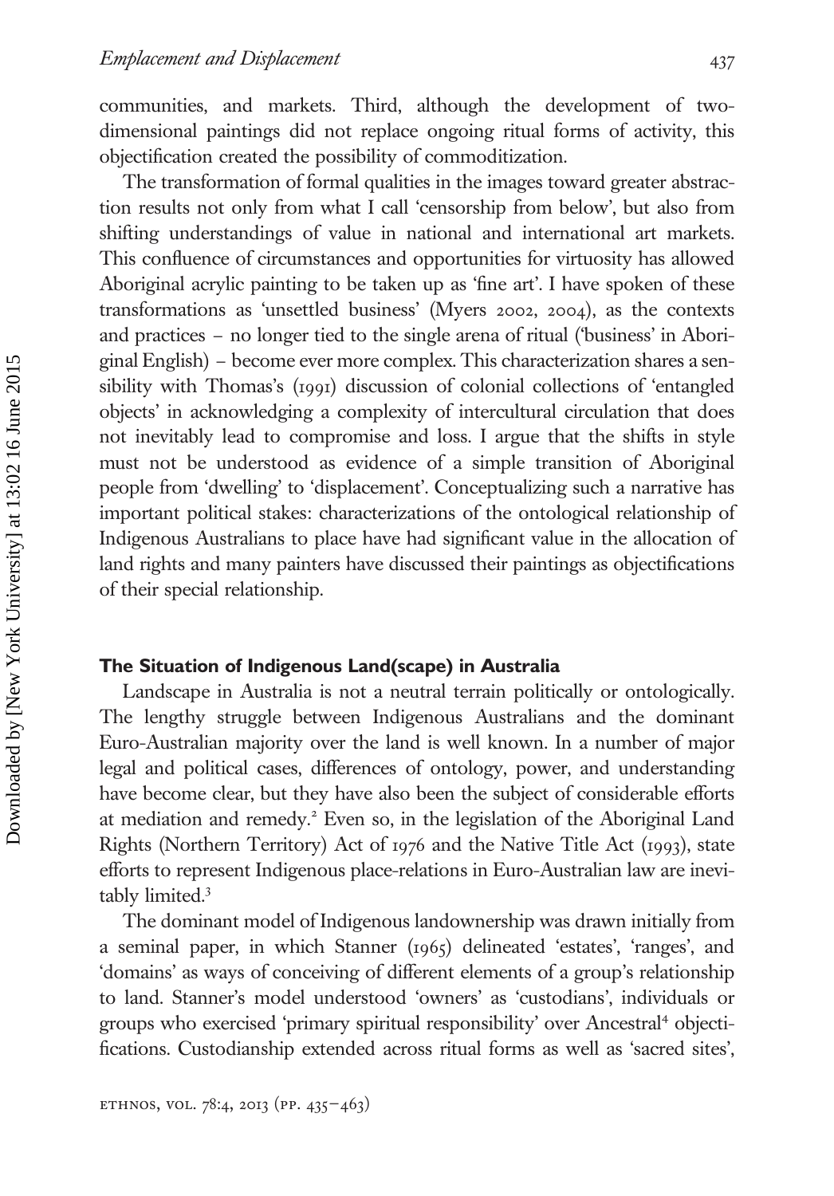communities, and markets. Third, although the development of two-dimensional paintings did not replace ongoing ritual forms of activity, this objectification created the possibility of commoditization.

The transformation of formal qualities in the images toward greater abstraction results not only from what I call 'censorship from below', but also from shifting understandings of value in national and international art markets. This confluence of circumstances and opportunities for virtuosity has allowed Aboriginal acrylic painting to be taken up as 'fine art'. I have spoken of these transformations as 'unsettled business' (Myers 2002, 2004), as the contexts and practices – no longer tied to the single arena of ritual ('business' in Aboriginal English) – become ever more complex. This characterization shares a sensibility with Thomas's (1991) discussion of colonial collections of 'entangled objects' in acknowledging a complexity of intercultural circulation that does not inevitably lead to compromise and loss. I argue that the shifts in style must not be understood as evidence of a simple transition of Aboriginal people from 'dwelling' to 'displacement'. Conceptualizing such a narrative has important political stakes: characterizations of the ontological relationship of Indigenous Australians to place have had significant value in the allocation of land rights and many painters have discussed their paintings as objectifications of their special relationship.

## The Situation of Indigenous Land(scape) in Australia

Landscape in Australia is not a neutral terrain politically or ontologically. The lengthy struggle between Indigenous Australians and the dominant Euro-Australian majority over the land is well known. In a number of major legal and political cases, differences of ontology, power, and understanding have become clear, but they have also been the subject of considerable efforts at mediation and remedy.[2] Even so, in the legislation of the Aboriginal Land Rights (Northern Territory) Act of 1976 and the Native Title Act (1993), state efforts to represent Indigenous place-relations in Euro-Australian law are inevitably limited.[3]

The dominant model of Indigenous landownership was drawn initially from a seminal paper, in which Stanner (1965) delineated 'estates', 'ranges', and 'domains' as ways of conceiving of different elements of a group's relationship to land. Stanner's model understood 'owners' as 'custodians', individuals or groups who exercised 'primary spiritual responsibility' over Ancestral[4] objectifications. Custodianship extended across ritual forms as well as 'sacred sites',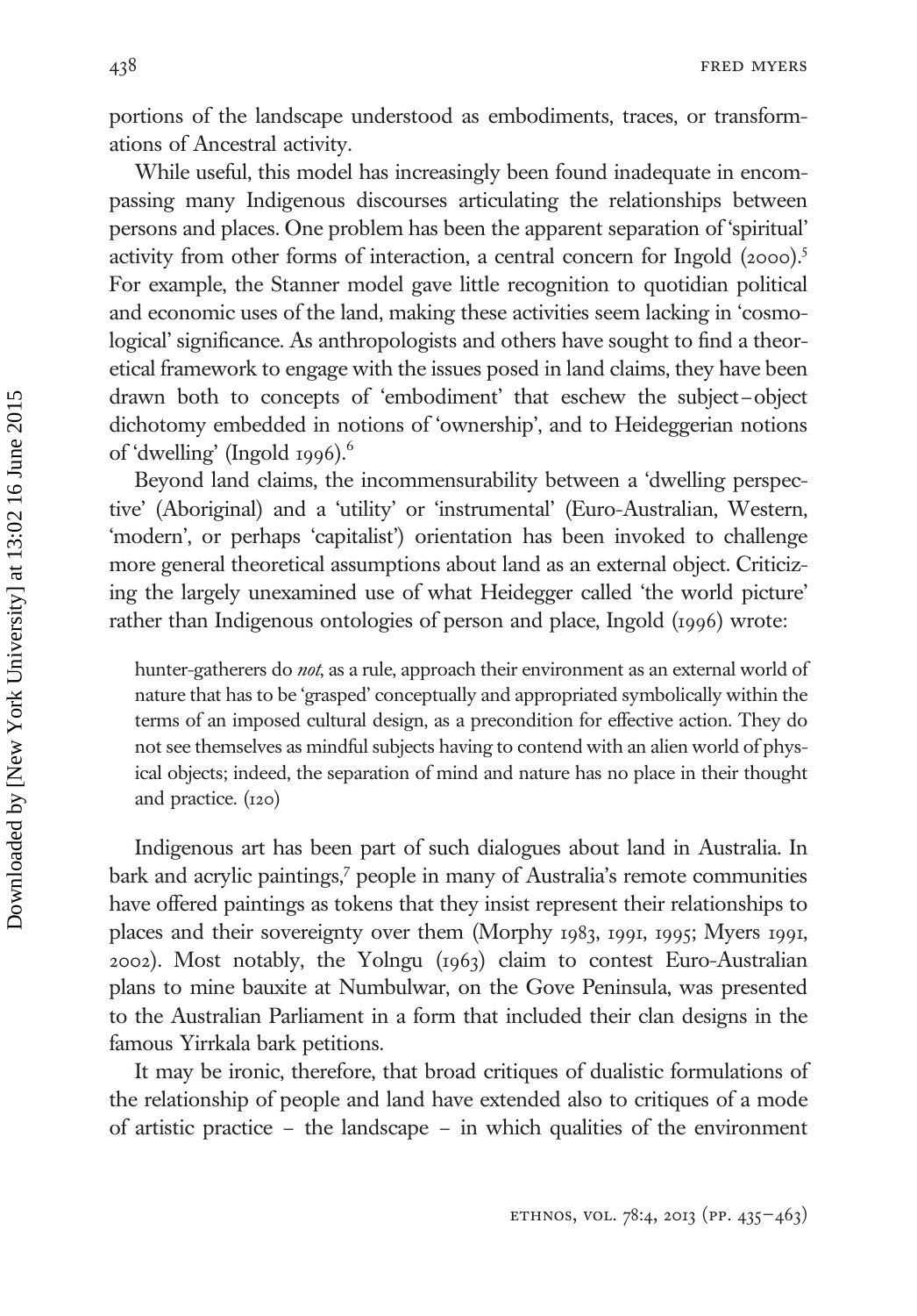portions of the landscape understood as embodiments, traces, or transformations of Ancestral activity.

While useful, this model has increasingly been found inadequate in encompassing many Indigenous discourses articulating the relationships between persons and places. One problem has been the apparent separation of 'spiritual' activity from other forms of interaction, a central concern for Ingold (2000).[5] For example, the Stanner model gave little recognition to quotidian political and economic uses of the land, making these activities seem lacking in 'cosmological' significance. As anthropologists and others have sought to find a theoretical framework to engage with the issues posed in land claims, they have been drawn both to concepts of 'embodiment' that eschew the subject–object dichotomy embedded in notions of 'ownership', and to Heideggerian notions of 'dwelling' (Ingold 1996).[6]

Beyond land claims, the incommensurability between a 'dwelling perspective' (Aboriginal) and a 'utility' or 'instrumental' (Euro-Australian, Western, 'modern', or perhaps 'capitalist') orientation has been invoked to challenge more general theoretical assumptions about land as an external object. Criticizing the largely unexamined use of what Heidegger called 'the world picture' rather than Indigenous ontologies of person and place, Ingold (1996) wrote:

> hunter-gatherers do *not*, as a rule, approach their environment as an external world of nature that has to be 'grasped' conceptually and appropriated symbolically within the terms of an imposed cultural design, as a precondition for effective action. They do not see themselves as mindful subjects having to contend with an alien world of physical objects; indeed, the separation of mind and nature has no place in their thought and practice. (120)

Indigenous art has been part of such dialogues about land in Australia. In bark and acrylic paintings,[7] people in many of Australia's remote communities have offered paintings as tokens that they insist represent their relationships to places and their sovereignty over them (Morphy 1983, 1991, 1995; Myers 1991, 2002). Most notably, the Yolngu (1963) claim to contest Euro-Australian plans to mine bauxite at Numbulwar, on the Gove Peninsula, was presented to the Australian Parliament in a form that included their clan designs in the famous Yirrkala bark petitions.

It may be ironic, therefore, that broad critiques of dualistic formulations of the relationship of people and land have extended also to critiques of a mode of artistic practice – the landscape – in which qualities of the environment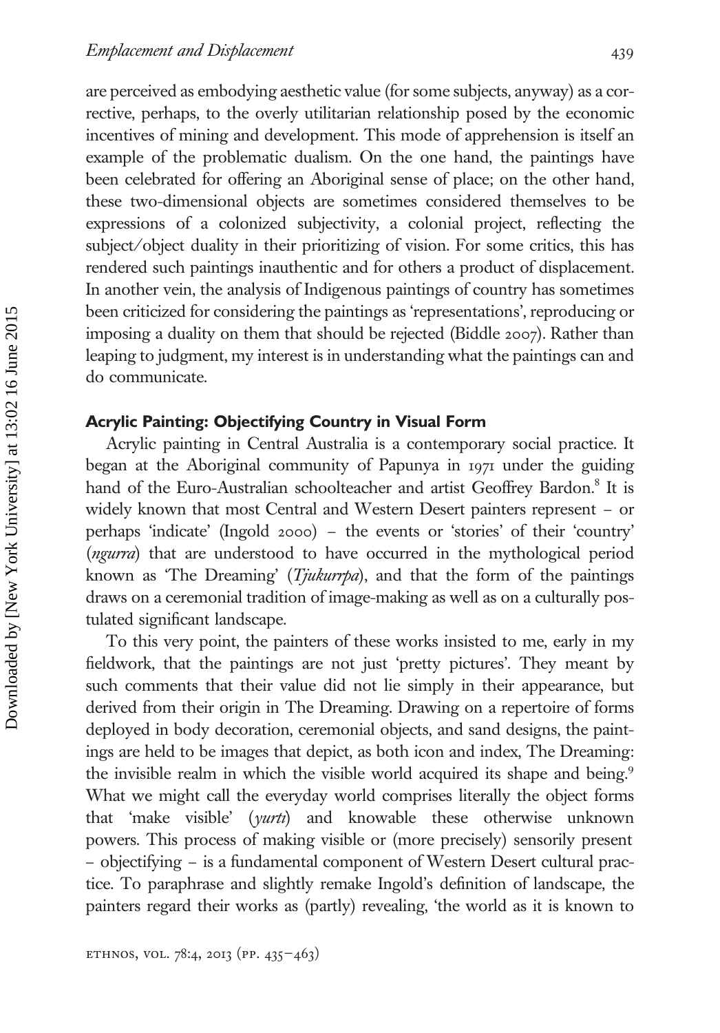are perceived as embodying aesthetic value (for some subjects, anyway) as a corrective, perhaps, to the overly utilitarian relationship posed by the economic incentives of mining and development. This mode of apprehension is itself an example of the problematic dualism. On the one hand, the paintings have been celebrated for offering an Aboriginal sense of place; on the other hand, these two-dimensional objects are sometimes considered themselves to be expressions of a colonized subjectivity, a colonial project, reflecting the subject/object duality in their prioritizing of vision. For some critics, this has rendered such paintings inauthentic and for others a product of displacement. In another vein, the analysis of Indigenous paintings of country has sometimes been criticized for considering the paintings as 'representations', reproducing or imposing a duality on them that should be rejected (Biddle 2007). Rather than leaping to judgment, my interest is in understanding what the paintings can and do communicate.

### Acrylic Painting: Objectifying Country in Visual Form

Acrylic painting in Central Australia is a contemporary social practice. It began at the Aboriginal community of Papunya in 1971 under the guiding hand of the Euro-Australian schoolteacher and artist Geoffrey Bardon.[8] It is widely known that most Central and Western Desert painters represent – or perhaps 'indicate' (Ingold 2000) – the events or 'stories' of their 'country' (*ngurra*) that are understood to have occurred in the mythological period known as 'The Dreaming' (*Tjukurrpa*), and that the form of the paintings draws on a ceremonial tradition of image-making as well as on a culturally postulated significant landscape.

To this very point, the painters of these works insisted to me, early in my fieldwork, that the paintings are not just 'pretty pictures'. They meant by such comments that their value did not lie simply in their appearance, but derived from their origin in The Dreaming. Drawing on a repertoire of forms deployed in body decoration, ceremonial objects, and sand designs, the paintings are held to be images that depict, as both icon and index, The Dreaming: the invisible realm in which the visible world acquired its shape and being.[9] What we might call the everyday world comprises literally the object forms that 'make visible' (*yurti*) and knowable these otherwise unknown powers. This process of making visible or (more precisely) sensorily present – objectifying – is a fundamental component of Western Desert cultural practice. To paraphrase and slightly remake Ingold's definition of landscape, the painters regard their works as (partly) revealing, 'the world as it is known to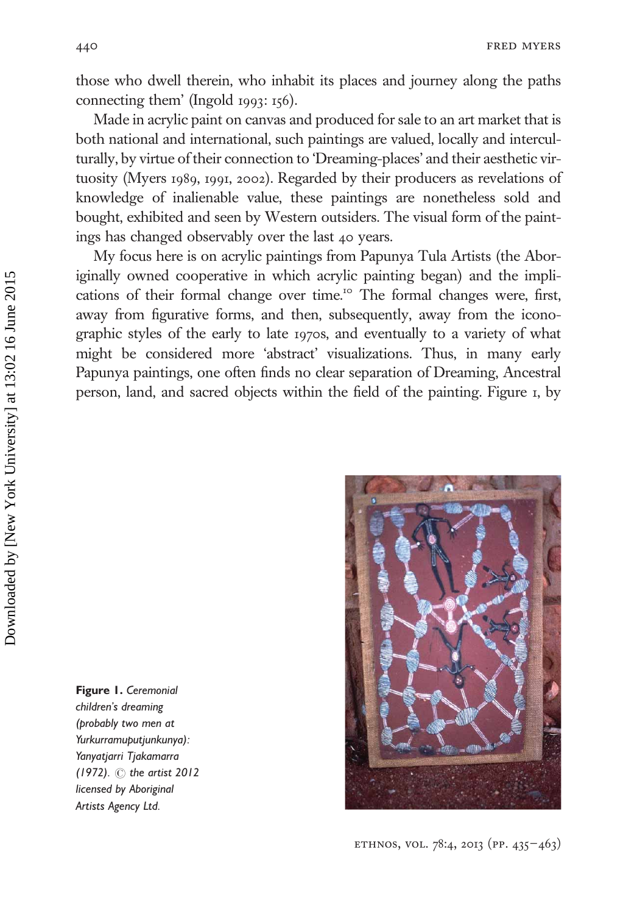those who dwell therein, who inhabit its places and journey along the paths connecting them' (Ingold 1993: 156).

Made in acrylic paint on canvas and produced for sale to an art market that is both national and international, such paintings are valued, locally and interculturally, by virtue of their connection to 'Dreaming-places' and their aesthetic virtuosity (Myers 1989, 1991, 2002). Regarded by their producers as revelations of knowledge of inalienable value, these paintings are nonetheless sold and bought, exhibited and seen by Western outsiders. The visual form of the paintings has changed observably over the last 40 years.

My focus here is on acrylic paintings from Papunya Tula Artists (the Aboriginally owned cooperative in which acrylic painting began) and the implications of their formal change over time.[10] The formal changes were, first, away from figurative forms, and then, subsequently, away from the iconographic styles of the early to late 1970s, and eventually to a variety of what might be considered more 'abstract' visualizations. Thus, in many early Papunya paintings, one often finds no clear separation of Dreaming, Ancestral person, land, and sacred objects within the field of the painting. Figure 1, by

**Figure 1.** *Ceremonial children's dreaming (probably two men at Yurkurramuputjunkunya): Yanyatjarri Tjakamarra (1972). © the artist 2012 licensed by Aboriginal Artists Agency Ltd.*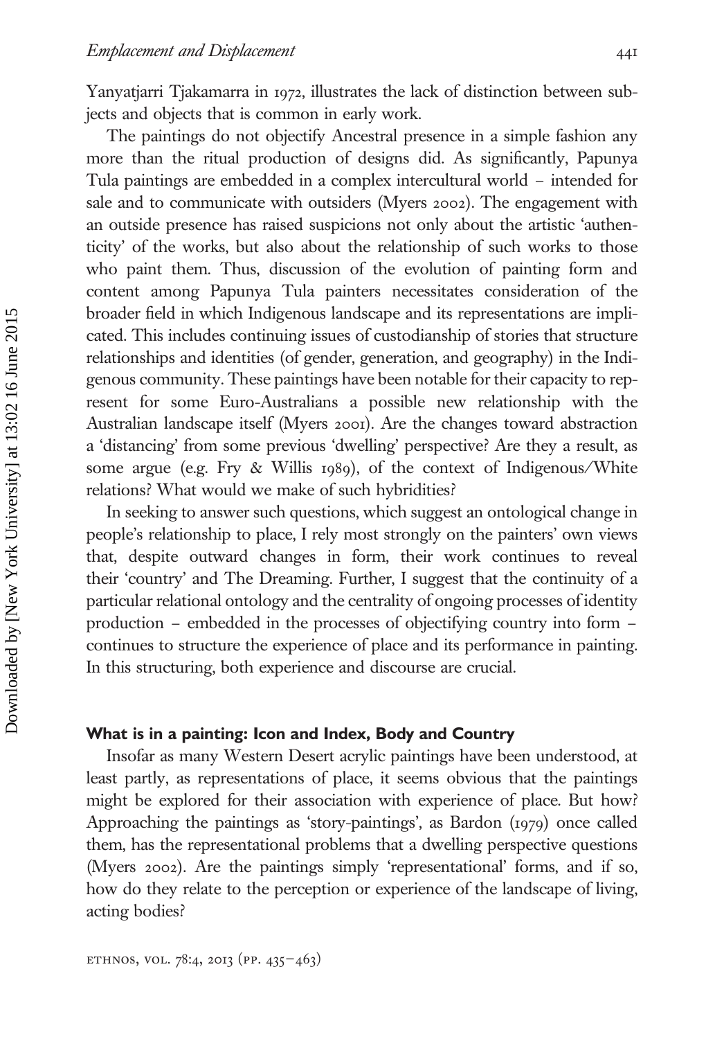Yanyatjarri Tjakamarra in 1972, illustrates the lack of distinction between subjects and objects that is common in early work.

The paintings do not objectify Ancestral presence in a simple fashion any more than the ritual production of designs did. As significantly, Papunya Tula paintings are embedded in a complex intercultural world – intended for sale and to communicate with outsiders (Myers 2002). The engagement with an outside presence has raised suspicions not only about the artistic 'authenticity' of the works, but also about the relationship of such works to those who paint them. Thus, discussion of the evolution of painting form and content among Papunya Tula painters necessitates consideration of the broader field in which Indigenous landscape and its representations are implicated. This includes continuing issues of custodianship of stories that structure relationships and identities (of gender, generation, and geography) in the Indigenous community. These paintings have been notable for their capacity to represent for some Euro-Australians a possible new relationship with the Australian landscape itself (Myers 2001). Are the changes toward abstraction a 'distancing' from some previous 'dwelling' perspective? Are they a result, as some argue (e.g. Fry & Willis 1989), of the context of Indigenous/White relations? What would we make of such hybridities?

In seeking to answer such questions, which suggest an ontological change in people's relationship to place, I rely most strongly on the painters' own views that, despite outward changes in form, their work continues to reveal their 'country' and The Dreaming. Further, I suggest that the continuity of a particular relational ontology and the centrality of ongoing processes of identity production – embedded in the processes of objectifying country into form – continues to structure the experience of place and its performance in painting. In this structuring, both experience and discourse are crucial.

## What is in a painting: Icon and Index, Body and Country

Insofar as many Western Desert acrylic paintings have been understood, at least partly, as representations of place, it seems obvious that the paintings might be explored for their association with experience of place. But how? Approaching the paintings as 'story-paintings', as Bardon (1979) once called them, has the representational problems that a dwelling perspective questions (Myers 2002). Are the paintings simply 'representational' forms, and if so, how do they relate to the perception or experience of the landscape of living, acting bodies?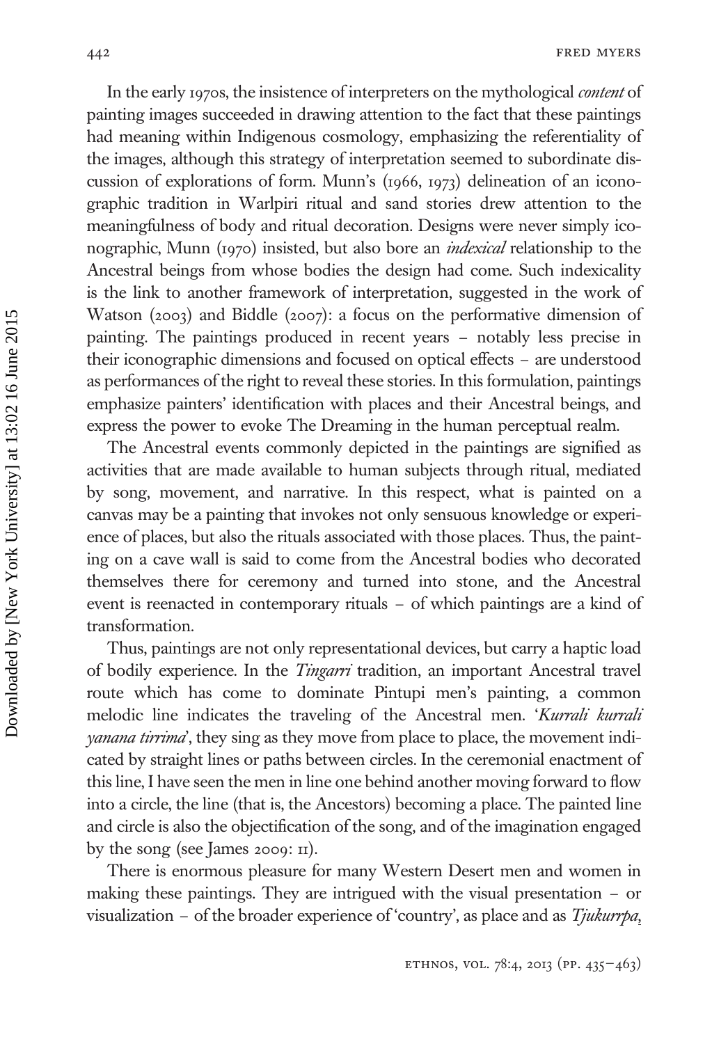In the early 1970s, the insistence of interpreters on the mythological *content* of painting images succeeded in drawing attention to the fact that these paintings had meaning within Indigenous cosmology, emphasizing the referentiality of the images, although this strategy of interpretation seemed to subordinate discussion of explorations of form. Munn's (1966, 1973) delineation of an iconographic tradition in Warlpiri ritual and sand stories drew attention to the meaningfulness of body and ritual decoration. Designs were never simply iconographic, Munn (1970) insisted, but also bore an *indexical* relationship to the Ancestral beings from whose bodies the design had come. Such indexicality is the link to another framework of interpretation, suggested in the work of Watson (2003) and Biddle (2007): a focus on the performative dimension of painting. The paintings produced in recent years – notably less precise in their iconographic dimensions and focused on optical effects – are understood as performances of the right to reveal these stories. In this formulation, paintings emphasize painters' identification with places and their Ancestral beings, and express the power to evoke The Dreaming in the human perceptual realm.

The Ancestral events commonly depicted in the paintings are signified as activities that are made available to human subjects through ritual, mediated by song, movement, and narrative. In this respect, what is painted on a canvas may be a painting that invokes not only sensuous knowledge or experience of places, but also the rituals associated with those places. Thus, the painting on a cave wall is said to come from the Ancestral bodies who decorated themselves there for ceremony and turned into stone, and the Ancestral event is reenacted in contemporary rituals – of which paintings are a kind of transformation.

Thus, paintings are not only representational devices, but carry a haptic load of bodily experience. In the *Tingarri* tradition, an important Ancestral travel route which has come to dominate Pintupi men's painting, a common melodic line indicates the traveling of the Ancestral men. '*Kurrali kurrali yanana tirrima*', they sing as they move from place to place, the movement indicated by straight lines or paths between circles. In the ceremonial enactment of this line, I have seen the men in line one behind another moving forward to flow into a circle, the line (that is, the Ancestors) becoming a place. The painted line and circle is also the objectification of the song, and of the imagination engaged by the song (see James 2009: 11).

There is enormous pleasure for many Western Desert men and women in making these paintings. They are intrigued with the visual presentation – or visualization – of the broader experience of 'country', as place and as *Tjukurrpa*,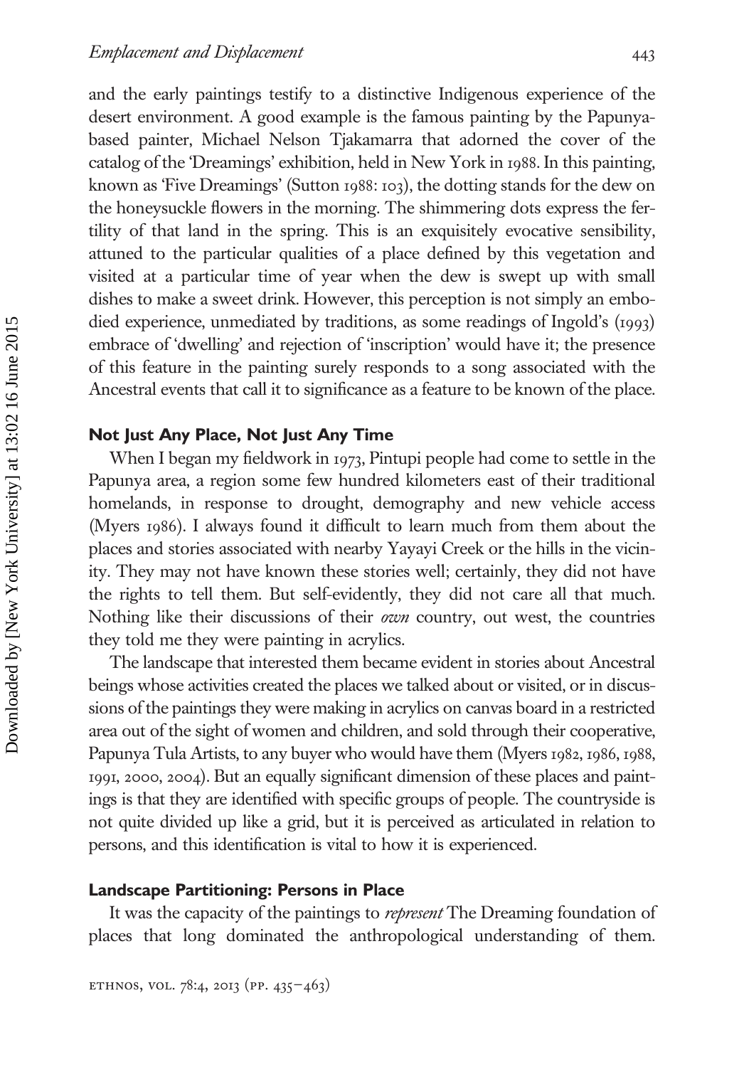and the early paintings testify to a distinctive Indigenous experience of the desert environment. A good example is the famous painting by the Papunya-based painter, Michael Nelson Tjakamarra that adorned the cover of the catalog of the 'Dreamings' exhibition, held in New York in 1988. In this painting, known as 'Five Dreamings' (Sutton 1988: 103), the dotting stands for the dew on the honeysuckle flowers in the morning. The shimmering dots express the fertility of that land in the spring. This is an exquisitely evocative sensibility, attuned to the particular qualities of a place defined by this vegetation and visited at a particular time of year when the dew is swept up with small dishes to make a sweet drink. However, this perception is not simply an embodied experience, unmediated by traditions, as some readings of Ingold's (1993) embrace of 'dwelling' and rejection of 'inscription' would have it; the presence of this feature in the painting surely responds to a song associated with the Ancestral events that call it to significance as a feature to be known of the place.

### Not Just Any Place, Not Just Any Time

When I began my fieldwork in 1973, Pintupi people had come to settle in the Papunya area, a region some few hundred kilometers east of their traditional homelands, in response to drought, demography and new vehicle access (Myers 1986). I always found it difficult to learn much from them about the places and stories associated with nearby Yayayi Creek or the hills in the vicinity. They may not have known these stories well; certainly, they did not have the rights to tell them. But self-evidently, they did not care all that much. Nothing like their discussions of their *own* country, out west, the countries they told me they were painting in acrylics.

The landscape that interested them became evident in stories about Ancestral beings whose activities created the places we talked about or visited, or in discussions of the paintings they were making in acrylics on canvas board in a restricted area out of the sight of women and children, and sold through their cooperative, Papunya Tula Artists, to any buyer who would have them (Myers 1982, 1986, 1988, 1991, 2000, 2004). But an equally significant dimension of these places and paintings is that they are identified with specific groups of people. The countryside is not quite divided up like a grid, but it is perceived as articulated in relation to persons, and this identification is vital to how it is experienced.

### Landscape Partitioning: Persons in Place

It was the capacity of the paintings to *represent* The Dreaming foundation of places that long dominated the anthropological understanding of them.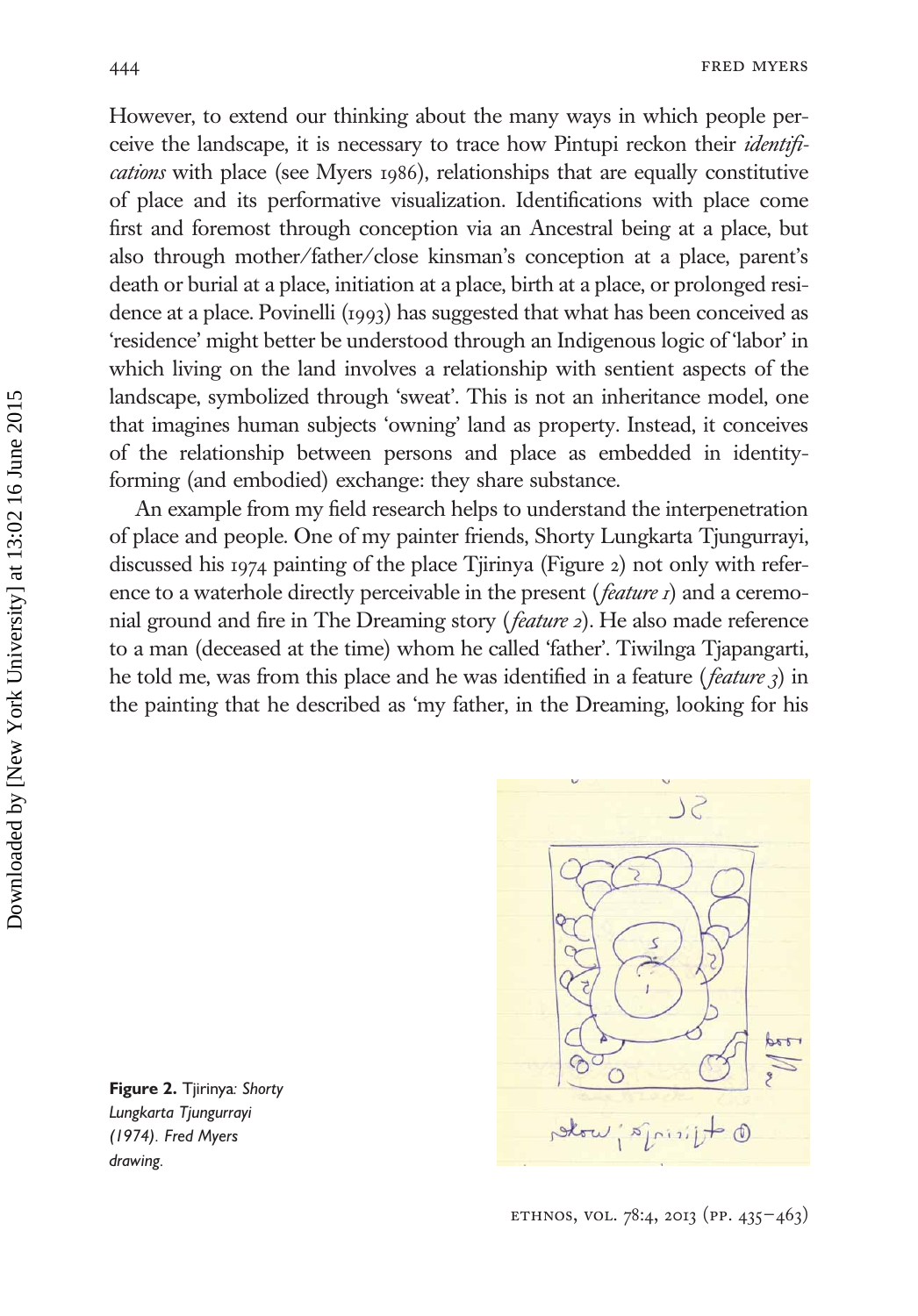However, to extend our thinking about the many ways in which people perceive the landscape, it is necessary to trace how Pintupi reckon their *identifications* with place (see Myers 1986), relationships that are equally constitutive of place and its performative visualization. Identifications with place come first and foremost through conception via an Ancestral being at a place, but also through mother/father/close kinsman's conception at a place, parent's death or burial at a place, initiation at a place, birth at a place, or prolonged residence at a place. Povinelli (1993) has suggested that what has been conceived as 'residence' might better be understood through an Indigenous logic of 'labor' in which living on the land involves a relationship with sentient aspects of the landscape, symbolized through 'sweat'. This is not an inheritance model, one that imagines human subjects 'owning' land as property. Instead, it conceives of the relationship between persons and place as embedded in identity-forming (and embodied) exchange: they share substance.

An example from my field research helps to understand the interpenetration of place and people. One of my painter friends, Shorty Lungkarta Tjungurrayi, discussed his 1974 painting of the place Tjirinya (Figure 2) not only with reference to a waterhole directly perceivable in the present (*feature 1*) and a ceremonial ground and fire in The Dreaming story (*feature 2*). He also made reference to a man (deceased at the time) whom he called 'father'. Tiwilnga Tjapangarti, he told me, was from this place and he was identified in a feature (*feature 3*) in the painting that he described as 'my father, in the Dreaming, looking for his

**Figure 2.** Tjirinya*: Shorty Lungkarta Tjungurrayi (1974). Fred Myers drawing.*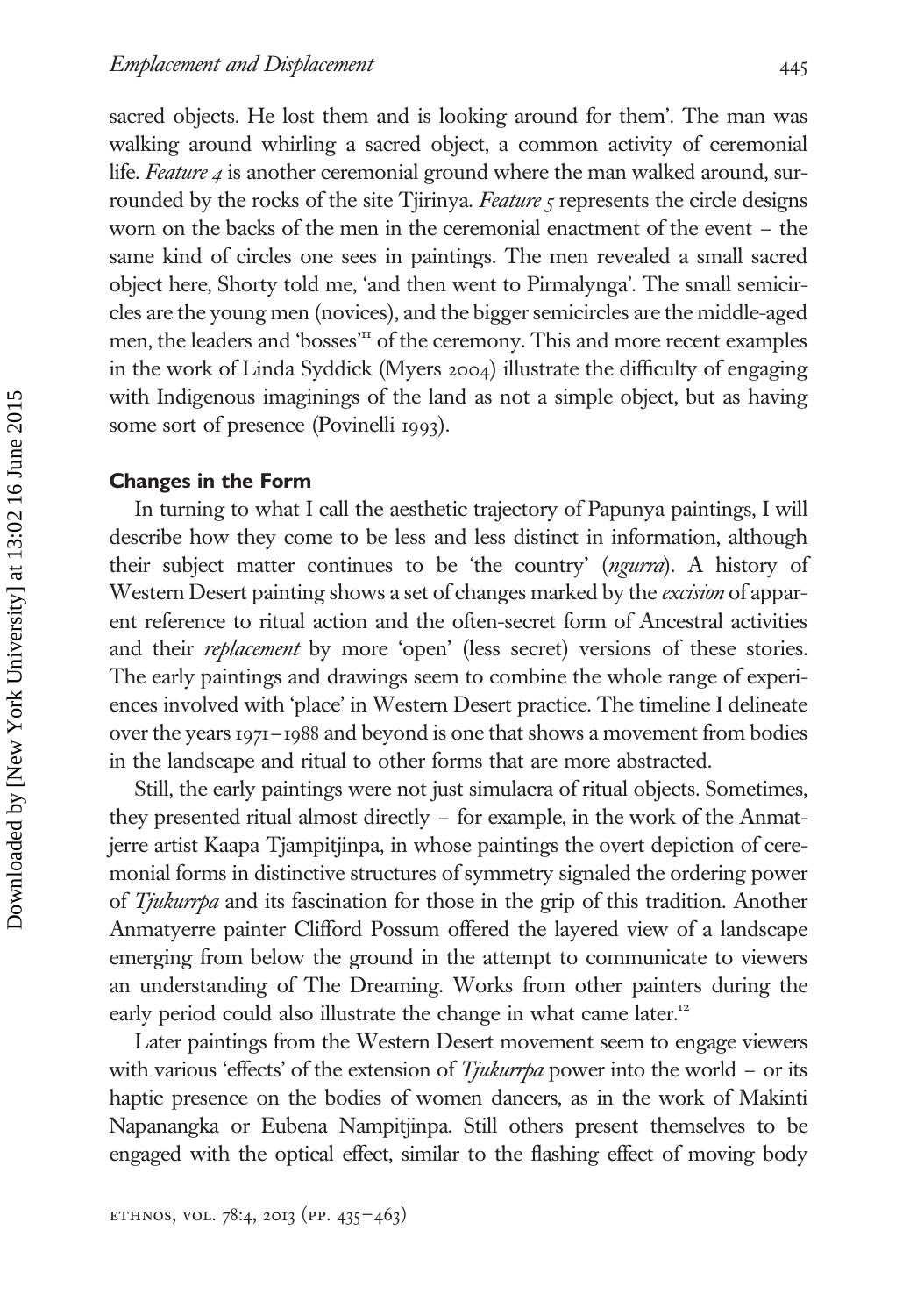sacred objects. He lost them and is looking around for them'. The man was walking around whirling a sacred object, a common activity of ceremonial life. *Feature 4* is another ceremonial ground where the man walked around, surrounded by the rocks of the site Tjirinya. *Feature 5* represents the circle designs worn on the backs of the men in the ceremonial enactment of the event – the same kind of circles one sees in paintings. The men revealed a small sacred object here, Shorty told me, 'and then went to Pirmalynga'. The small semicircles are the young men (novices), and the bigger semicircles are the middle-aged men, the leaders and 'bosses'[11] of the ceremony. This and more recent examples in the work of Linda Syddick (Myers 2004) illustrate the difficulty of engaging with Indigenous imaginings of the land as not a simple object, but as having some sort of presence (Povinelli 1993).

### Changes in the Form

In turning to what I call the aesthetic trajectory of Papunya paintings, I will describe how they come to be less and less distinct in information, although their subject matter continues to be 'the country' (*ngurra*). A history of Western Desert painting shows a set of changes marked by the *excision* of apparent reference to ritual action and the often-secret form of Ancestral activities and their *replacement* by more 'open' (less secret) versions of these stories. The early paintings and drawings seem to combine the whole range of experiences involved with 'place' in Western Desert practice. The timeline I delineate over the years 1971–1988 and beyond is one that shows a movement from bodies in the landscape and ritual to other forms that are more abstracted.

Still, the early paintings were not just simulacra of ritual objects. Sometimes, they presented ritual almost directly – for example, in the work of the Anmatjerre artist Kaapa Tjampitjinpa, in whose paintings the overt depiction of ceremonial forms in distinctive structures of symmetry signaled the ordering power of *Tjukurrpa* and its fascination for those in the grip of this tradition. Another Anmatyerre painter Clifford Possum offered the layered view of a landscape emerging from below the ground in the attempt to communicate to viewers an understanding of The Dreaming. Works from other painters during the early period could also illustrate the change in what came later.[12]

Later paintings from the Western Desert movement seem to engage viewers with various 'effects' of the extension of *Tjukurrpa* power into the world – or its haptic presence on the bodies of women dancers, as in the work of Makinti Napanangka or Eubena Nampitjinpa. Still others present themselves to be engaged with the optical effect, similar to the flashing effect of moving body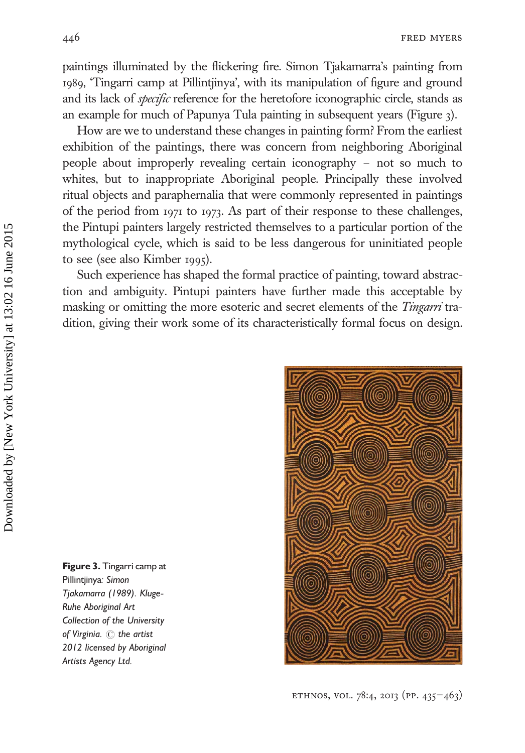paintings illuminated by the flickering fire. Simon Tjakamarra's painting from 1989, 'Tingarri camp at Pillintjinya', with its manipulation of figure and ground and its lack of *specific* reference for the heretofore iconographic circle, stands as an example for much of Papunya Tula painting in subsequent years (Figure 3).

How are we to understand these changes in painting form? From the earliest exhibition of the paintings, there was concern from neighboring Aboriginal people about improperly revealing certain iconography – not so much to whites, but to inappropriate Aboriginal people. Principally these involved ritual objects and paraphernalia that were commonly represented in paintings of the period from 1971 to 1973. As part of their response to these challenges, the Pintupi painters largely restricted themselves to a particular portion of the mythological cycle, which is said to be less dangerous for uninitiated people to see (see also Kimber 1995).

Such experience has shaped the formal practice of painting, toward abstraction and ambiguity. Pintupi painters have further made this acceptable by masking or omitting the more esoteric and secret elements of the *Tingarri* tradition, giving their work some of its characteristically formal focus on design.

**Figure 3.** Tingarri camp at Pillintjinya: *Simon Tjakamarra (1989). Kluge-Ruhe Aboriginal Art Collection of the University of Virginia. © the artist 2012 licensed by Aboriginal Artists Agency Ltd.*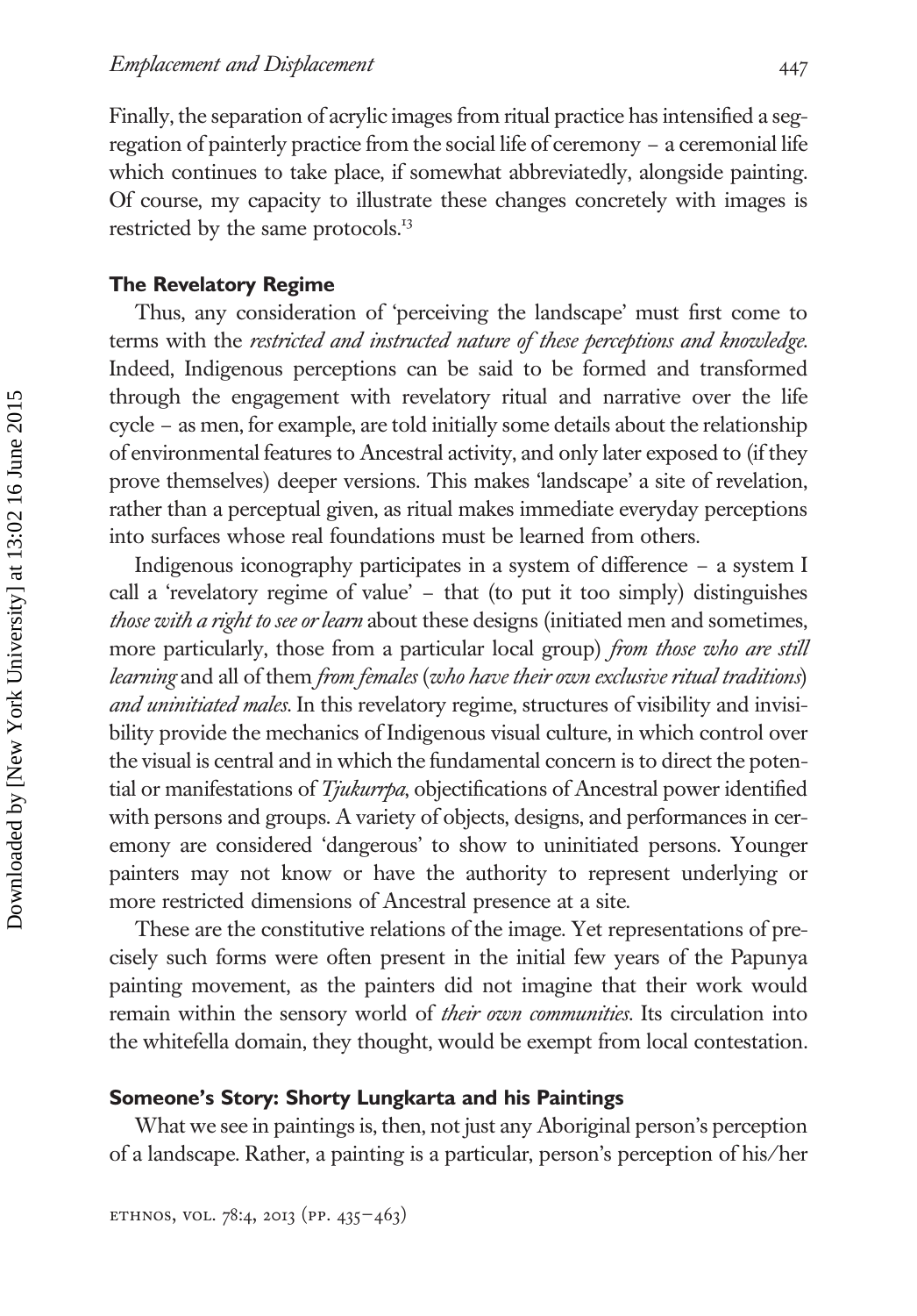Finally, the separation of acrylic images from ritual practice has intensified a segregation of painterly practice from the social life of ceremony – a ceremonial life which continues to take place, if somewhat abbreviatedly, alongside painting. Of course, my capacity to illustrate these changes concretely with images is restricted by the same protocols.[13]

## The Revelatory Regime

Thus, any consideration of 'perceiving the landscape' must first come to terms with the *restricted and instructed nature of these perceptions and knowledge*. Indeed, Indigenous perceptions can be said to be formed and transformed through the engagement with revelatory ritual and narrative over the life cycle – as men, for example, are told initially some details about the relationship of environmental features to Ancestral activity, and only later exposed to (if they prove themselves) deeper versions. This makes 'landscape' a site of revelation, rather than a perceptual given, as ritual makes immediate everyday perceptions into surfaces whose real foundations must be learned from others.

Indigenous iconography participates in a system of difference – a system I call a 'revelatory regime of value' – that (to put it too simply) distinguishes *those with a right to see or learn* about these designs (initiated men and sometimes, more particularly, those from a particular local group) *from those who are still learning* and all of them *from females* (*who have their own exclusive ritual traditions*) *and uninitiated males*. In this revelatory regime, structures of visibility and invisibility provide the mechanics of Indigenous visual culture, in which control over the visual is central and in which the fundamental concern is to direct the potential or manifestations of *Tjukurrpa*, objectifications of Ancestral power identified with persons and groups. A variety of objects, designs, and performances in ceremony are considered 'dangerous' to show to uninitiated persons. Younger painters may not know or have the authority to represent underlying or more restricted dimensions of Ancestral presence at a site.

These are the constitutive relations of the image. Yet representations of precisely such forms were often present in the initial few years of the Papunya painting movement, as the painters did not imagine that their work would remain within the sensory world of *their own communities*. Its circulation into the whitefella domain, they thought, would be exempt from local contestation.

## Someone's Story: Shorty Lungkarta and his Paintings

What we see in paintings is, then, not just any Aboriginal person's perception of a landscape. Rather, a painting is a particular, person's perception of his/her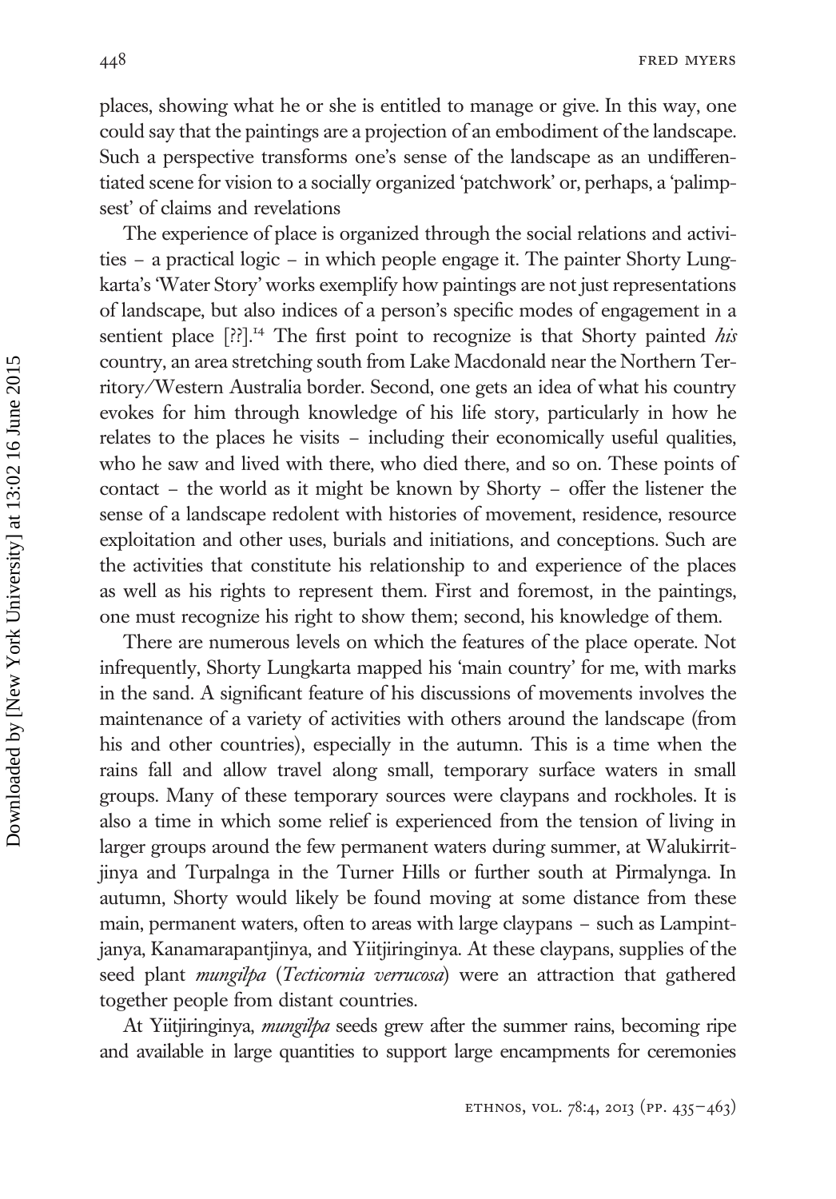places, showing what he or she is entitled to manage or give. In this way, one could say that the paintings are a projection of an embodiment of the landscape. Such a perspective transforms one's sense of the landscape as an undifferentiated scene for vision to a socially organized 'patchwork' or, perhaps, a 'palimpsest' of claims and revelations

The experience of place is organized through the social relations and activities – a practical logic – in which people engage it. The painter Shorty Lungkarta's 'Water Story' works exemplify how paintings are not just representations of landscape, but also indices of a person's specific modes of engagement in a sentient place [??].[14] The first point to recognize is that Shorty painted *his* country, an area stretching south from Lake Macdonald near the Northern Territory/Western Australia border. Second, one gets an idea of what his country evokes for him through knowledge of his life story, particularly in how he relates to the places he visits – including their economically useful qualities, who he saw and lived with there, who died there, and so on. These points of contact – the world as it might be known by Shorty – offer the listener the sense of a landscape redolent with histories of movement, residence, resource exploitation and other uses, burials and initiations, and conceptions. Such are the activities that constitute his relationship to and experience of the places as well as his rights to represent them. First and foremost, in the paintings, one must recognize his right to show them; second, his knowledge of them.

There are numerous levels on which the features of the place operate. Not infrequently, Shorty Lungkarta mapped his 'main country' for me, with marks in the sand. A significant feature of his discussions of movements involves the maintenance of a variety of activities with others around the landscape (from his and other countries), especially in the autumn. This is a time when the rains fall and allow travel along small, temporary surface waters in small groups. Many of these temporary sources were claypans and rockholes. It is also a time in which some relief is experienced from the tension of living in larger groups around the few permanent waters during summer, at Walukirritjinya and Turpalnga in the Turner Hills or further south at Pirmalynga. In autumn, Shorty would likely be found moving at some distance from these main, permanent waters, often to areas with large claypans – such as Lampintjanya, Kanamarapantjinya, and Yiitjiringinya. At these claypans, supplies of the seed plant *mungilpa* (*Tecticornia verrucosa*) were an attraction that gathered together people from distant countries.

At Yiitjiringinya, *mungilpa* seeds grew after the summer rains, becoming ripe and available in large quantities to support large encampments for ceremonies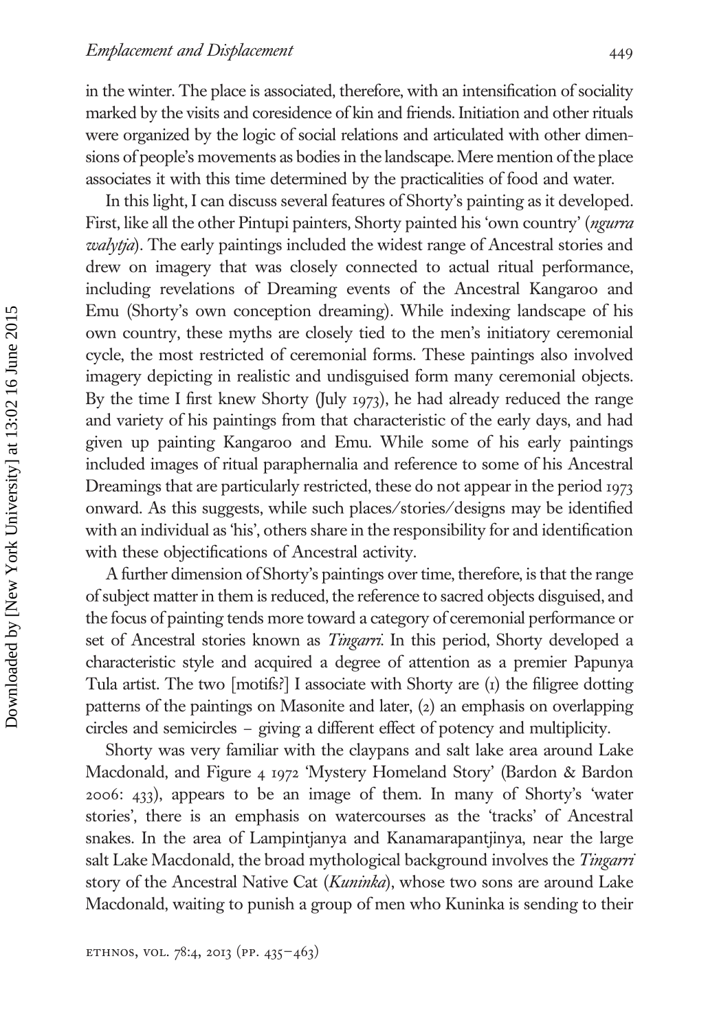in the winter. The place is associated, therefore, with an intensification of sociality marked by the visits and coresidence of kin and friends. Initiation and other rituals were organized by the logic of social relations and articulated with other dimensions of people's movements as bodies in the landscape. Mere mention of the place associates it with this time determined by the practicalities of food and water.

In this light, I can discuss several features of Shorty's painting as it developed. First, like all the other Pintupi painters, Shorty painted his 'own country' (*ngurra walytja*). The early paintings included the widest range of Ancestral stories and drew on imagery that was closely connected to actual ritual performance, including revelations of Dreaming events of the Ancestral Kangaroo and Emu (Shorty's own conception dreaming). While indexing landscape of his own country, these myths are closely tied to the men's initiatory ceremonial cycle, the most restricted of ceremonial forms. These paintings also involved imagery depicting in realistic and undisguised form many ceremonial objects. By the time I first knew Shorty (July 1973), he had already reduced the range and variety of his paintings from that characteristic of the early days, and had given up painting Kangaroo and Emu. While some of his early paintings included images of ritual paraphernalia and reference to some of his Ancestral Dreamings that are particularly restricted, these do not appear in the period 1973 onward. As this suggests, while such places/stories/designs may be identified with an individual as 'his', others share in the responsibility for and identification with these objectifications of Ancestral activity.

A further dimension of Shorty's paintings over time, therefore, is that the range of subject matter in them is reduced, the reference to sacred objects disguised, and the focus of painting tends more toward a category of ceremonial performance or set of Ancestral stories known as *Tingarri*. In this period, Shorty developed a characteristic style and acquired a degree of attention as a premier Papunya Tula artist. The two [motifs?] I associate with Shorty are (1) the filigree dotting patterns of the paintings on Masonite and later, (2) an emphasis on overlapping circles and semicircles – giving a different effect of potency and multiplicity.

Shorty was very familiar with the claypans and salt lake area around Lake Macdonald, and Figure 4 1972 'Mystery Homeland Story' (Bardon & Bardon 2006: 433), appears to be an image of them. In many of Shorty's 'water stories', there is an emphasis on watercourses as the 'tracks' of Ancestral snakes. In the area of Lampintjanya and Kanamarapantjinya, near the large salt Lake Macdonald, the broad mythological background involves the *Tingarri* story of the Ancestral Native Cat (*Kuninka*), whose two sons are around Lake Macdonald, waiting to punish a group of men who Kuninka is sending to their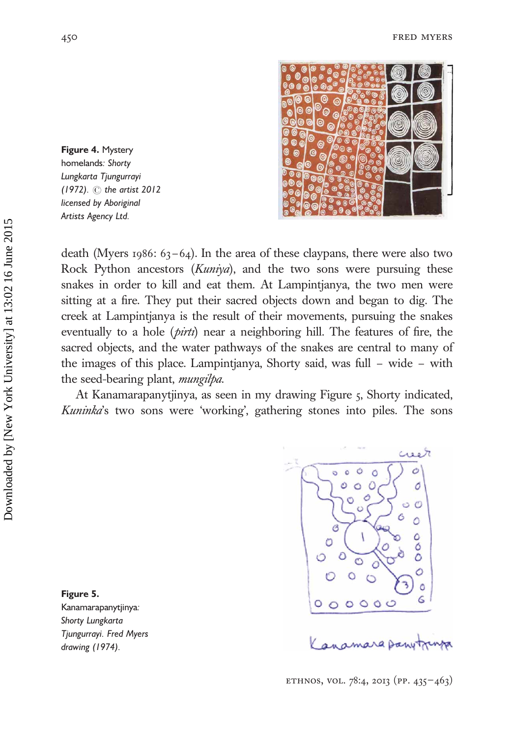**Figure 4.** Mystery homelands*: Shorty Lungkarta Tjungurrayi (1972). © the artist 2012 licensed by Aboriginal Artists Agency Ltd.*

death (Myers 1986: 63–64). In the area of these claypans, there were also two Rock Python ancestors (*Kuniya*), and the two sons were pursuing these snakes in order to kill and eat them. At Lampintjanya, the two men were sitting at a fire. They put their sacred objects down and began to dig. The creek at Lampintjanya is the result of their movements, pursuing the snakes eventually to a hole (*pirti*) near a neighboring hill. The features of fire, the sacred objects, and the water pathways of the snakes are central to many of the images of this place. Lampintjanya, Shorty said, was full – wide – with the seed-bearing plant, *mungilpa*.

At Kanamarapanytjinya, as seen in my drawing Figure 5, Shorty indicated, *Kuninka*'s two sons were 'working', gathering stones into piles. The sons

**Figure 5.** Kanamarapanytjinya*: Shorty Lungkarta Tjungurrayi. Fred Myers drawing (1974).*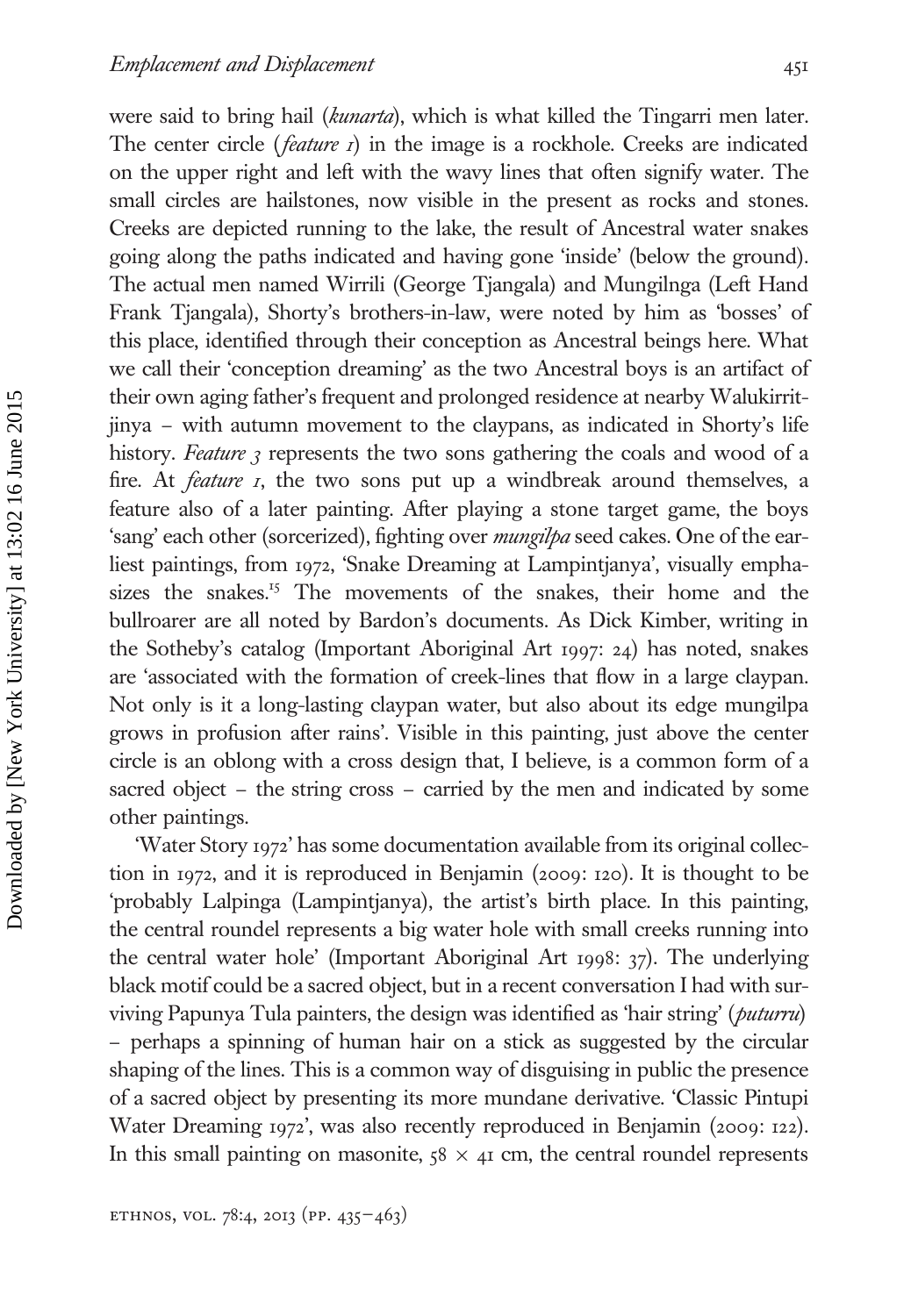were said to bring hail (*kunarta*), which is what killed the Tingarri men later. The center circle (*feature 1*) in the image is a rockhole. Creeks are indicated on the upper right and left with the wavy lines that often signify water. The small circles are hailstones, now visible in the present as rocks and stones. Creeks are depicted running to the lake, the result of Ancestral water snakes going along the paths indicated and having gone 'inside' (below the ground). The actual men named Wirrili (George Tjangala) and Mungilnga (Left Hand Frank Tjangala), Shorty's brothers-in-law, were noted by him as 'bosses' of this place, identified through their conception as Ancestral beings here. What we call their 'conception dreaming' as the two Ancestral boys is an artifact of their own aging father's frequent and prolonged residence at nearby Walukirritjinya – with autumn movement to the claypans, as indicated in Shorty's life history. *Feature 3* represents the two sons gathering the coals and wood of a fire. At *feature 1*, the two sons put up a windbreak around themselves, a feature also of a later painting. After playing a stone target game, the boys 'sang' each other (sorcerized), fighting over *mungilpa* seed cakes. One of the earliest paintings, from 1972, 'Snake Dreaming at Lampintjanya', visually emphasizes the snakes.[15] The movements of the snakes, their home and the bullroarer are all noted by Bardon's documents. As Dick Kimber, writing in the Sotheby's catalog (Important Aboriginal Art 1997: 24) has noted, snakes are 'associated with the formation of creek-lines that flow in a large claypan. Not only is it a long-lasting claypan water, but also about its edge mungilpa grows in profusion after rains'. Visible in this painting, just above the center circle is an oblong with a cross design that, I believe, is a common form of a sacred object – the string cross – carried by the men and indicated by some other paintings.

'Water Story 1972' has some documentation available from its original collection in 1972, and it is reproduced in Benjamin (2009: 120). It is thought to be 'probably Lalpinga (Lampintjanya), the artist's birth place. In this painting, the central roundel represents a big water hole with small creeks running into the central water hole' (Important Aboriginal Art 1998: 37). The underlying black motif could be a sacred object, but in a recent conversation I had with surviving Papunya Tula painters, the design was identified as 'hair string' (*puturru*) – perhaps a spinning of human hair on a stick as suggested by the circular shaping of the lines. This is a common way of disguising in public the presence of a sacred object by presenting its more mundane derivative. 'Classic Pintupi Water Dreaming 1972', was also recently reproduced in Benjamin (2009: 122). In this small painting on masonite, 58 × 41 cm, the central roundel represents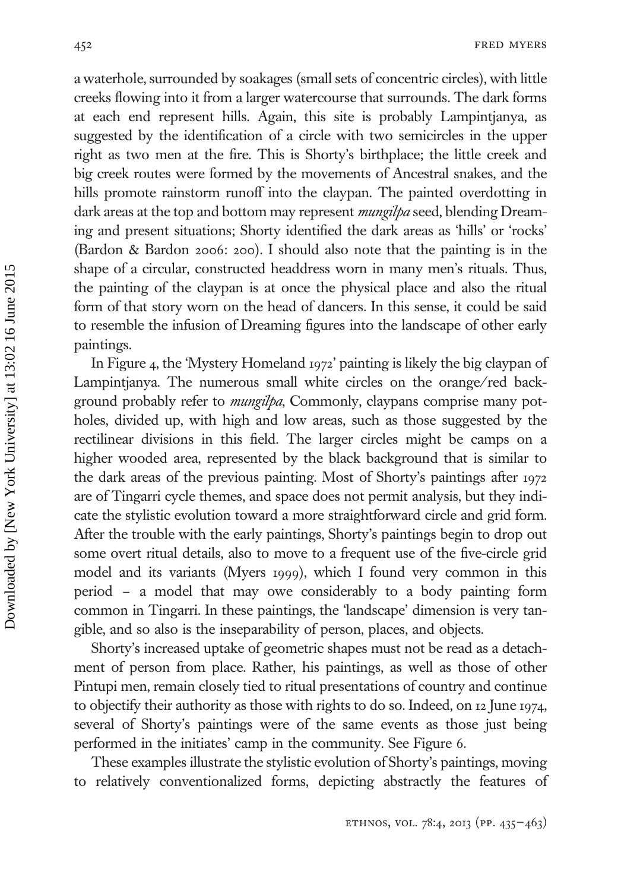a waterhole, surrounded by soakages (small sets of concentric circles), with little creeks flowing into it from a larger watercourse that surrounds. The dark forms at each end represent hills. Again, this site is probably Lampintjanya, as suggested by the identification of a circle with two semicircles in the upper right as two men at the fire. This is Shorty's birthplace; the little creek and big creek routes were formed by the movements of Ancestral snakes, and the hills promote rainstorm runoff into the claypan. The painted overdotting in dark areas at the top and bottom may represent *mungilpa* seed, blending Dreaming and present situations; Shorty identified the dark areas as 'hills' or 'rocks' (Bardon & Bardon 2006: 200). I should also note that the painting is in the shape of a circular, constructed headdress worn in many men's rituals. Thus, the painting of the claypan is at once the physical place and also the ritual form of that story worn on the head of dancers. In this sense, it could be said to resemble the infusion of Dreaming figures into the landscape of other early paintings.

In Figure 4, the 'Mystery Homeland 1972' painting is likely the big claypan of Lampintjanya. The numerous small white circles on the orange/red background probably refer to *mungilpa*, Commonly, claypans comprise many potholes, divided up, with high and low areas, such as those suggested by the rectilinear divisions in this field. The larger circles might be camps on a higher wooded area, represented by the black background that is similar to the dark areas of the previous painting. Most of Shorty's paintings after 1972 are of Tingarri cycle themes, and space does not permit analysis, but they indicate the stylistic evolution toward a more straightforward circle and grid form. After the trouble with the early paintings, Shorty's paintings begin to drop out some overt ritual details, also to move to a frequent use of the five-circle grid model and its variants (Myers 1999), which I found very common in this period – a model that may owe considerably to a body painting form common in Tingarri. In these paintings, the 'landscape' dimension is very tangible, and so also is the inseparability of person, places, and objects.

Shorty's increased uptake of geometric shapes must not be read as a detachment of person from place. Rather, his paintings, as well as those of other Pintupi men, remain closely tied to ritual presentations of country and continue to objectify their authority as those with rights to do so. Indeed, on 12 June 1974, several of Shorty's paintings were of the same events as those just being performed in the initiates' camp in the community. See Figure 6.

These examples illustrate the stylistic evolution of Shorty's paintings, moving to relatively conventionalized forms, depicting abstractly the features of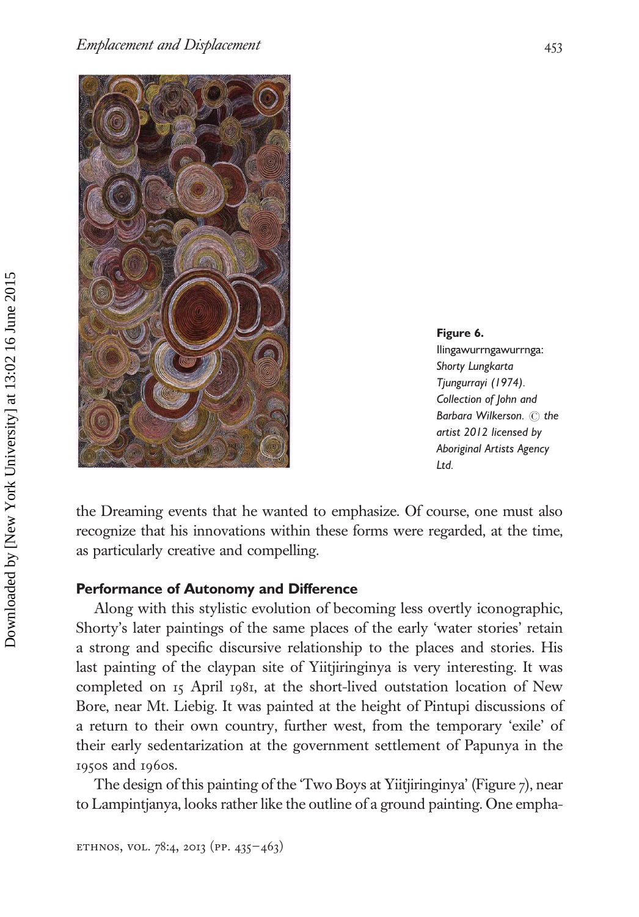**Figure 6.**
Ilingawurrngawurrnga: *Shorty Lungkarta Tjungurrayi (1974). Collection of John and Barbara Wilkerson. © the artist 2012 licensed by Aboriginal Artists Agency Ltd.*

the Dreaming events that he wanted to emphasize. Of course, one must also recognize that his innovations within these forms were regarded, at the time, as particularly creative and compelling.

## Performance of Autonomy and Difference

Along with this stylistic evolution of becoming less overtly iconographic, Shorty's later paintings of the same places of the early 'water stories' retain a strong and specific discursive relationship to the places and stories. His last painting of the claypan site of Yiitjiringinya is very interesting. It was completed on 15 April 1981, at the short-lived outstation location of New Bore, near Mt. Liebig. It was painted at the height of Pintupi discussions of a return to their own country, further west, from the temporary 'exile' of their early sedentarization at the government settlement of Papunya in the 1950s and 1960s.

The design of this painting of the 'Two Boys at Yiitjiringinya' (Figure 7), near to Lampintjanya, looks rather like the outline of a ground painting. One empha-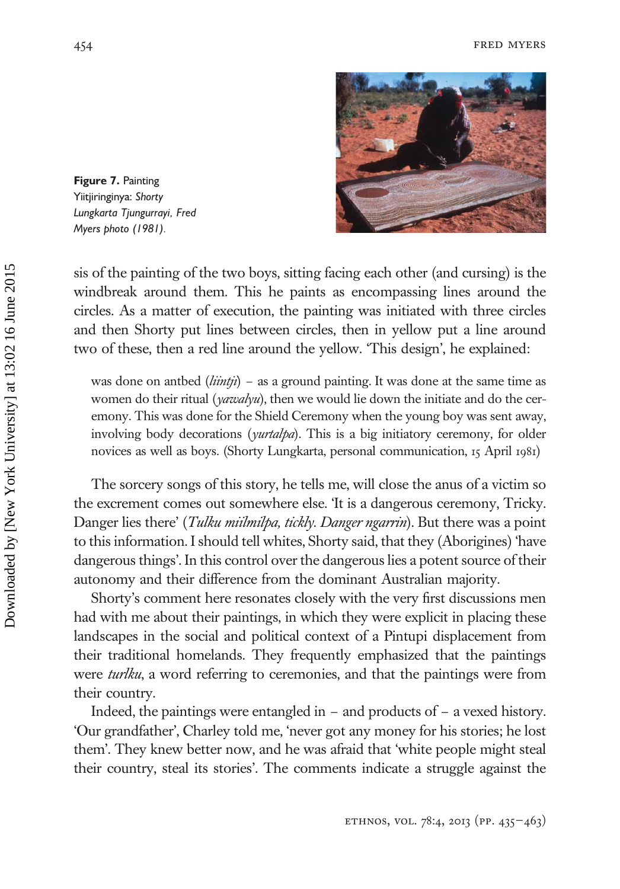**Figure 7.** Painting Yiitjiringinya: *Shorty Lungkarta Tjungurrayi, Fred Myers photo (1981).*

sis of the painting of the two boys, sitting facing each other (and cursing) is the windbreak around them. This he paints as encompassing lines around the circles. As a matter of execution, the painting was initiated with three circles and then Shorty put lines between circles, then in yellow put a line around two of these, then a red line around the yellow. 'This design', he explained:

> was done on antbed (*liintji*) – as a ground painting. It was done at the same time as women do their ritual (*yawalyu*), then we would lie down the initiate and do the ceremony. This was done for the Shield Ceremony when the young boy was sent away, involving body decorations (*yurtalpa*). This is a big initiatory ceremony, for older novices as well as boys. (Shorty Lungkarta, personal communication, 15 April 1981)

The sorcery songs of this story, he tells me, will close the anus of a victim so the excrement comes out somewhere else. 'It is a dangerous ceremony, Tricky. Danger lies there' (*Tulku miilmilpa, tickly. Danger ngarrin*). But there was a point to this information. I should tell whites, Shorty said, that they (Aborigines) 'have dangerous things'. In this control over the dangerous lies a potent source of their autonomy and their difference from the dominant Australian majority.

Shorty's comment here resonates closely with the very first discussions men had with me about their paintings, in which they were explicit in placing these landscapes in the social and political context of a Pintupi displacement from their traditional homelands. They frequently emphasized that the paintings were *turlku*, a word referring to ceremonies, and that the paintings were from their country.

Indeed, the paintings were entangled in – and products of – a vexed history. 'Our grandfather', Charley told me, 'never got any money for his stories; he lost them'. They knew better now, and he was afraid that 'white people might steal their country, steal its stories'. The comments indicate a struggle against the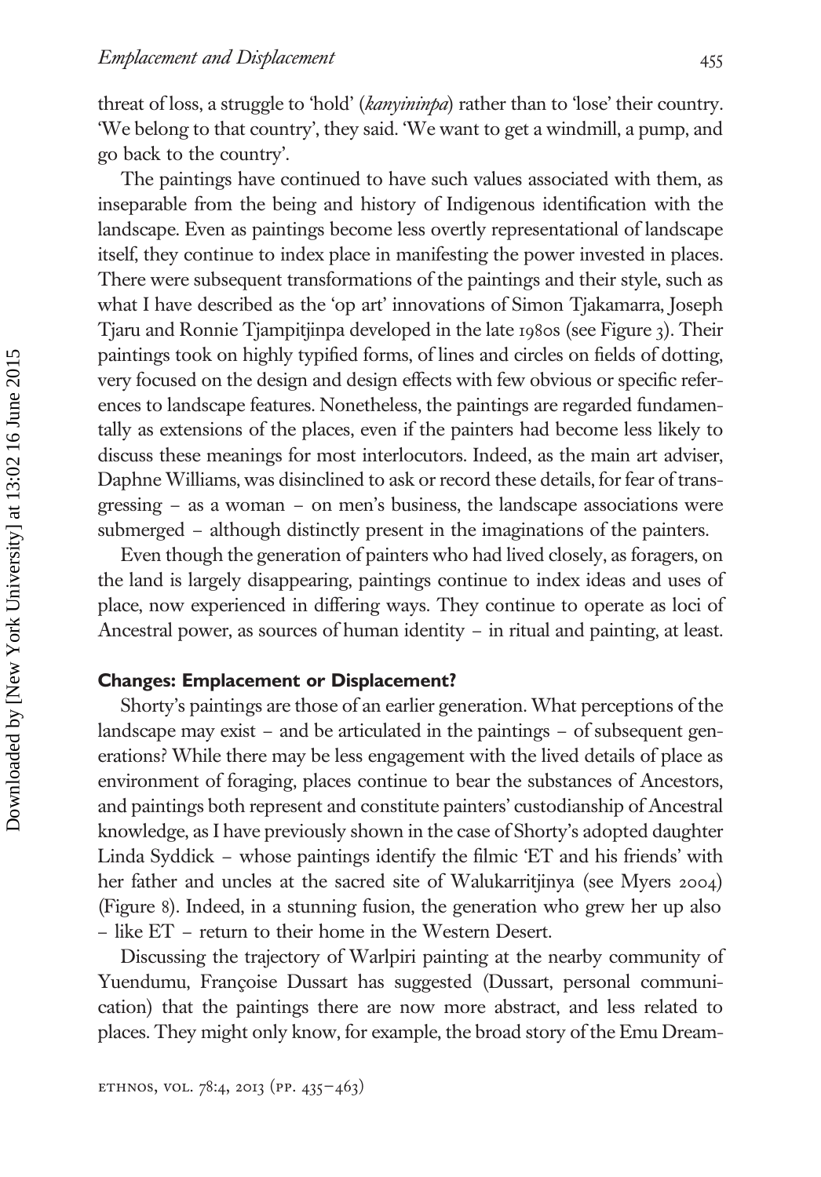threat of loss, a struggle to 'hold' (*kanyininpa*) rather than to 'lose' their country. 'We belong to that country', they said. 'We want to get a windmill, a pump, and go back to the country'.

The paintings have continued to have such values associated with them, as inseparable from the being and history of Indigenous identification with the landscape. Even as paintings become less overtly representational of landscape itself, they continue to index place in manifesting the power invested in places. There were subsequent transformations of the paintings and their style, such as what I have described as the 'op art' innovations of Simon Tjakamarra, Joseph Tjaru and Ronnie Tjampitjinpa developed in the late 1980s (see Figure 3). Their paintings took on highly typified forms, of lines and circles on fields of dotting, very focused on the design and design effects with few obvious or specific references to landscape features. Nonetheless, the paintings are regarded fundamentally as extensions of the places, even if the painters had become less likely to discuss these meanings for most interlocutors. Indeed, as the main art adviser, Daphne Williams, was disinclined to ask or record these details, for fear of transgressing – as a woman – on men's business, the landscape associations were submerged – although distinctly present in the imaginations of the painters.

Even though the generation of painters who had lived closely, as foragers, on the land is largely disappearing, paintings continue to index ideas and uses of place, now experienced in differing ways. They continue to operate as loci of Ancestral power, as sources of human identity – in ritual and painting, at least.

## Changes: Emplacement or Displacement?

Shorty's paintings are those of an earlier generation. What perceptions of the landscape may exist – and be articulated in the paintings – of subsequent generations? While there may be less engagement with the lived details of place as environment of foraging, places continue to bear the substances of Ancestors, and paintings both represent and constitute painters' custodianship of Ancestral knowledge, as I have previously shown in the case of Shorty's adopted daughter Linda Syddick – whose paintings identify the filmic 'ET and his friends' with her father and uncles at the sacred site of Walukarritjinya (see Myers 2004) (Figure 8). Indeed, in a stunning fusion, the generation who grew her up also – like ET – return to their home in the Western Desert.

Discussing the trajectory of Warlpiri painting at the nearby community of Yuendumu, Françoise Dussart has suggested (Dussart, personal communication) that the paintings there are now more abstract, and less related to places. They might only know, for example, the broad story of the Emu Dream-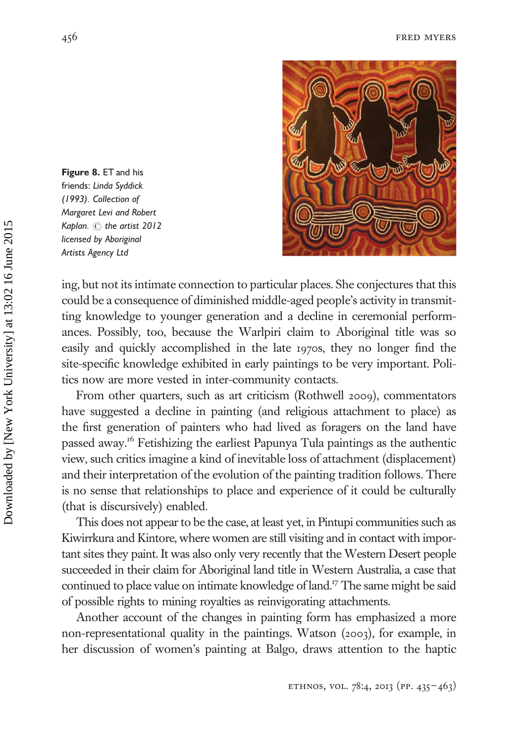**Figure 8.** ET and his friends: *Linda Syddick (1993). Collection of Margaret Levi and Robert Kaplan. © the artist 2012 licensed by Aboriginal Artists Agency Ltd*

ing, but not its intimate connection to particular places. She conjectures that this could be a consequence of diminished middle-aged people's activity in transmitting knowledge to younger generation and a decline in ceremonial performances. Possibly, too, because the Warlpiri claim to Aboriginal title was so easily and quickly accomplished in the late 1970s, they no longer find the site-specific knowledge exhibited in early paintings to be very important. Politics now are more vested in inter-community contacts.

From other quarters, such as art criticism (Rothwell 2009), commentators have suggested a decline in painting (and religious attachment to place) as the first generation of painters who had lived as foragers on the land have passed away.[16] Fetishizing the earliest Papunya Tula paintings as the authentic view, such critics imagine a kind of inevitable loss of attachment (displacement) and their interpretation of the evolution of the painting tradition follows. There is no sense that relationships to place and experience of it could be culturally (that is discursively) enabled.

This does not appear to be the case, at least yet, in Pintupi communities such as Kiwirrkura and Kintore, where women are still visiting and in contact with important sites they paint. It was also only very recently that the Western Desert people succeeded in their claim for Aboriginal land title in Western Australia, a case that continued to place value on intimate knowledge of land.[17] The same might be said of possible rights to mining royalties as reinvigorating attachments.

Another account of the changes in painting form has emphasized a more non-representational quality in the paintings. Watson (2003), for example, in her discussion of women's painting at Balgo, draws attention to the haptic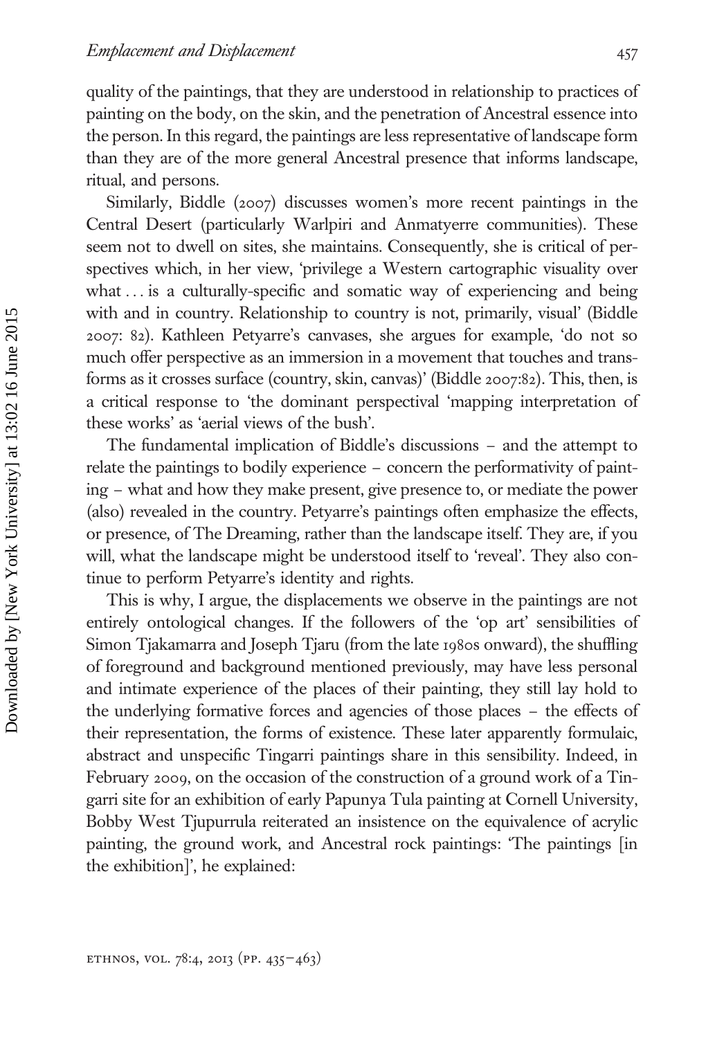quality of the paintings, that they are understood in relationship to practices of painting on the body, on the skin, and the penetration of Ancestral essence into the person. In this regard, the paintings are less representative of landscape form than they are of the more general Ancestral presence that informs landscape, ritual, and persons.

Similarly, Biddle (2007) discusses women's more recent paintings in the Central Desert (particularly Warlpiri and Anmatyerre communities). These seem not to dwell on sites, she maintains. Consequently, she is critical of perspectives which, in her view, 'privilege a Western cartographic visuality over what ... is a culturally-specific and somatic way of experiencing and being with and in country. Relationship to country is not, primarily, visual' (Biddle 2007: 82). Kathleen Petyarre's canvases, she argues for example, 'do not so much offer perspective as an immersion in a movement that touches and transforms as it crosses surface (country, skin, canvas)' (Biddle 2007:82). This, then, is a critical response to 'the dominant perspectival 'mapping interpretation of these works' as 'aerial views of the bush'.

The fundamental implication of Biddle's discussions – and the attempt to relate the paintings to bodily experience – concern the performativity of painting – what and how they make present, give presence to, or mediate the power (also) revealed in the country. Petyarre's paintings often emphasize the effects, or presence, of The Dreaming, rather than the landscape itself. They are, if you will, what the landscape might be understood itself to 'reveal'. They also continue to perform Petyarre's identity and rights.

This is why, I argue, the displacements we observe in the paintings are not entirely ontological changes. If the followers of the 'op art' sensibilities of Simon Tjakamarra and Joseph Tjaru (from the late 1980s onward), the shuffling of foreground and background mentioned previously, may have less personal and intimate experience of the places of their painting, they still lay hold to the underlying formative forces and agencies of those places – the effects of their representation, the forms of existence. These later apparently formulaic, abstract and unspecific Tingarri paintings share in this sensibility. Indeed, in February 2009, on the occasion of the construction of a ground work of a Tingarri site for an exhibition of early Papunya Tula painting at Cornell University, Bobby West Tjupurrula reiterated an insistence on the equivalence of acrylic painting, the ground work, and Ancestral rock paintings: 'The paintings [in the exhibition]', he explained: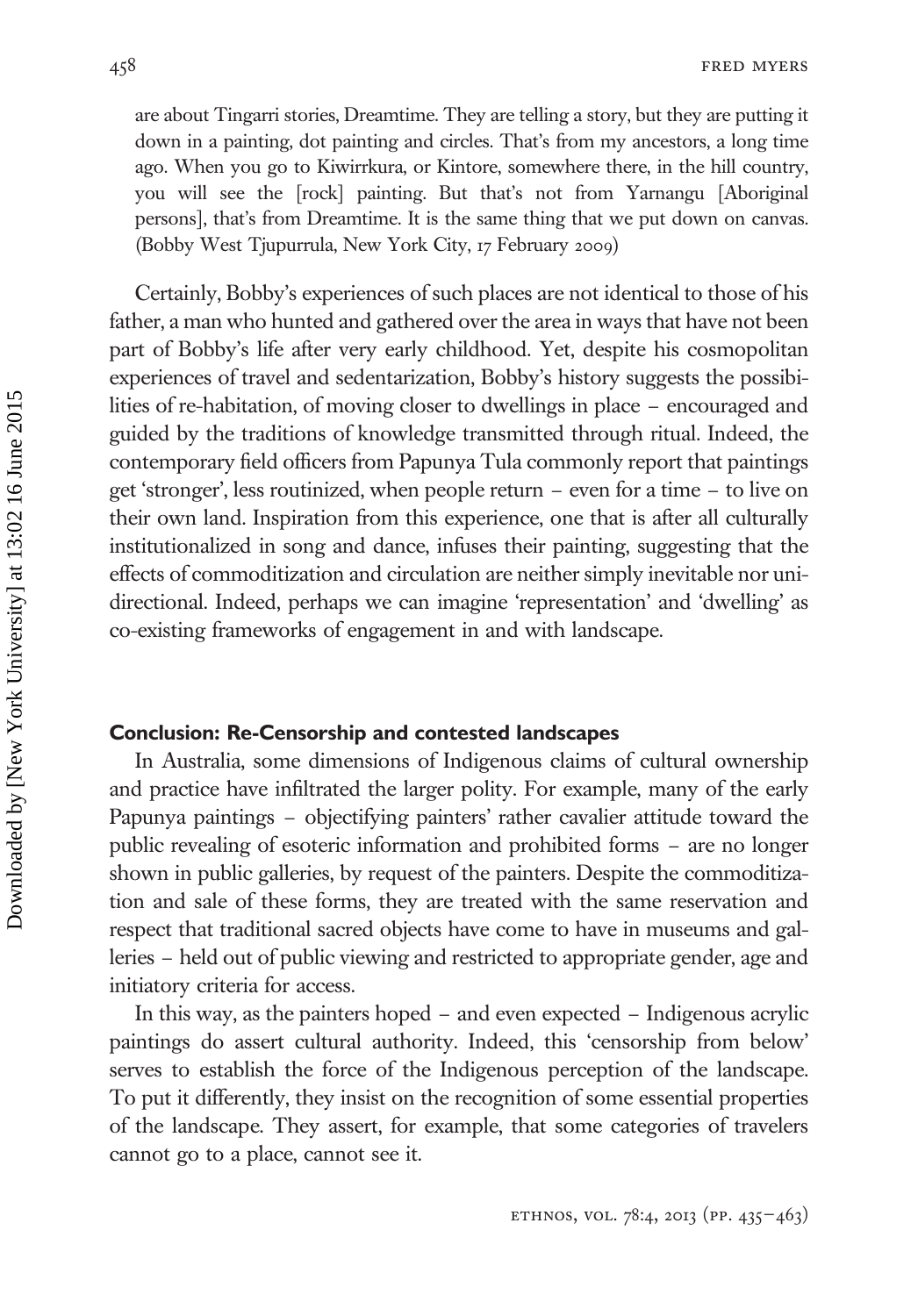are about Tingarri stories, Dreamtime. They are telling a story, but they are putting it down in a painting, dot painting and circles. That's from my ancestors, a long time ago. When you go to Kiwirrkura, or Kintore, somewhere there, in the hill country, you will see the [rock] painting. But that's not from Yarnangu [Aboriginal persons], that's from Dreamtime. It is the same thing that we put down on canvas. (Bobby West Tjupurrula, New York City, 17 February 2009)

Certainly, Bobby's experiences of such places are not identical to those of his father, a man who hunted and gathered over the area in ways that have not been part of Bobby's life after very early childhood. Yet, despite his cosmopolitan experiences of travel and sedentarization, Bobby's history suggests the possibilities of re-habitation, of moving closer to dwellings in place – encouraged and guided by the traditions of knowledge transmitted through ritual. Indeed, the contemporary field officers from Papunya Tula commonly report that paintings get 'stronger', less routinized, when people return – even for a time – to live on their own land. Inspiration from this experience, one that is after all culturally institutionalized in song and dance, infuses their painting, suggesting that the effects of commoditization and circulation are neither simply inevitable nor unidirectional. Indeed, perhaps we can imagine 'representation' and 'dwelling' as co-existing frameworks of engagement in and with landscape.

## Conclusion: Re-Censorship and contested landscapes

In Australia, some dimensions of Indigenous claims of cultural ownership and practice have infiltrated the larger polity. For example, many of the early Papunya paintings – objectifying painters' rather cavalier attitude toward the public revealing of esoteric information and prohibited forms – are no longer shown in public galleries, by request of the painters. Despite the commoditization and sale of these forms, they are treated with the same reservation and respect that traditional sacred objects have come to have in museums and galleries – held out of public viewing and restricted to appropriate gender, age and initiatory criteria for access.

In this way, as the painters hoped – and even expected – Indigenous acrylic paintings do assert cultural authority. Indeed, this 'censorship from below' serves to establish the force of the Indigenous perception of the landscape. To put it differently, they insist on the recognition of some essential properties of the landscape. They assert, for example, that some categories of travelers cannot go to a place, cannot see it.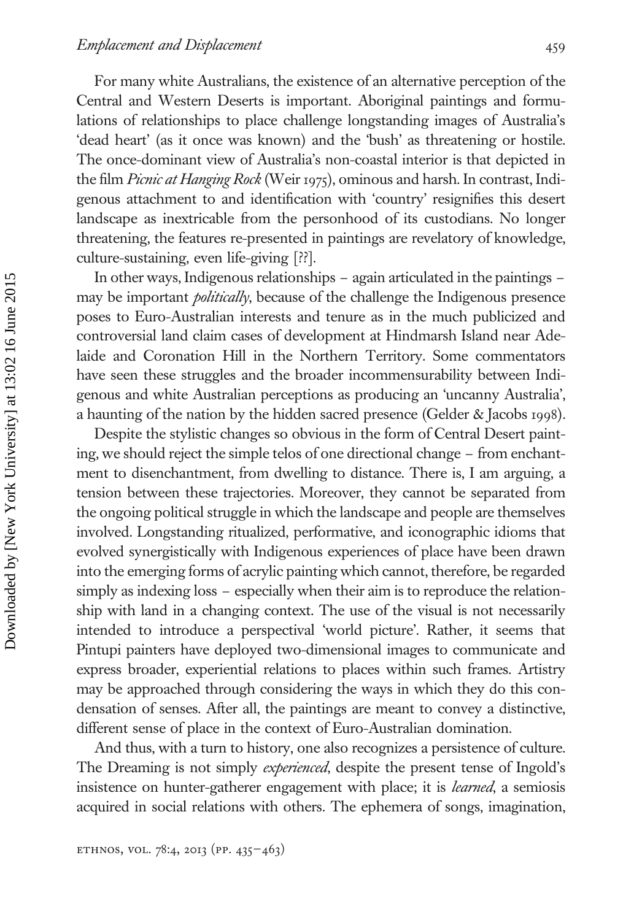For many white Australians, the existence of an alternative perception of the Central and Western Deserts is important. Aboriginal paintings and formulations of relationships to place challenge longstanding images of Australia's 'dead heart' (as it once was known) and the 'bush' as threatening or hostile. The once-dominant view of Australia's non-coastal interior is that depicted in the film *Picnic at Hanging Rock* (Weir 1975), ominous and harsh. In contrast, Indigenous attachment to and identification with 'country' resignifies this desert landscape as inextricable from the personhood of its custodians. No longer threatening, the features re-presented in paintings are revelatory of knowledge, culture-sustaining, even life-giving [??].

In other ways, Indigenous relationships – again articulated in the paintings – may be important *politically*, because of the challenge the Indigenous presence poses to Euro-Australian interests and tenure as in the much publicized and controversial land claim cases of development at Hindmarsh Island near Adelaide and Coronation Hill in the Northern Territory. Some commentators have seen these struggles and the broader incommensurability between Indigenous and white Australian perceptions as producing an 'uncanny Australia', a haunting of the nation by the hidden sacred presence (Gelder & Jacobs 1998).

Despite the stylistic changes so obvious in the form of Central Desert painting, we should reject the simple telos of one directional change – from enchantment to disenchantment, from dwelling to distance. There is, I am arguing, a tension between these trajectories. Moreover, they cannot be separated from the ongoing political struggle in which the landscape and people are themselves involved. Longstanding ritualized, performative, and iconographic idioms that evolved synergistically with Indigenous experiences of place have been drawn into the emerging forms of acrylic painting which cannot, therefore, be regarded simply as indexing loss – especially when their aim is to reproduce the relationship with land in a changing context. The use of the visual is not necessarily intended to introduce a perspectival 'world picture'. Rather, it seems that Pintupi painters have deployed two-dimensional images to communicate and express broader, experiential relations to places within such frames. Artistry may be approached through considering the ways in which they do this condensation of senses. After all, the paintings are meant to convey a distinctive, different sense of place in the context of Euro-Australian domination.

And thus, with a turn to history, one also recognizes a persistence of culture. The Dreaming is not simply *experienced*, despite the present tense of Ingold's insistence on hunter-gatherer engagement with place; it is *learned*, a semiosis acquired in social relations with others. The ephemera of songs, imagination,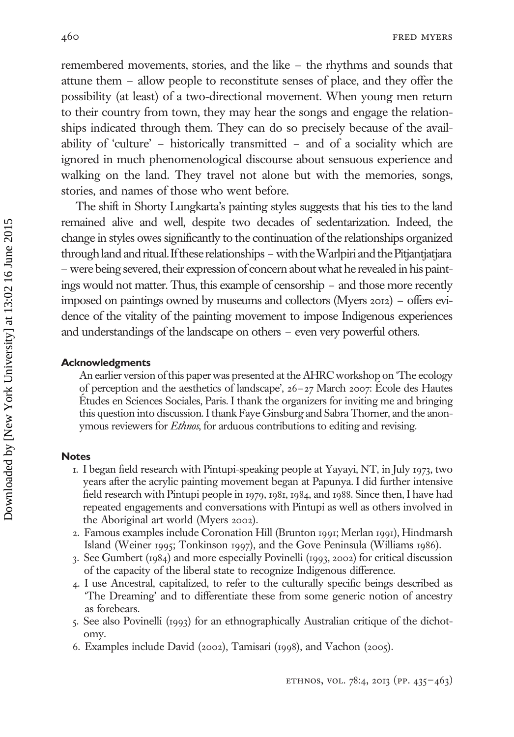remembered movements, stories, and the like – the rhythms and sounds that attune them – allow people to reconstitute senses of place, and they offer the possibility (at least) of a two-directional movement. When young men return to their country from town, they may hear the songs and engage the relationships indicated through them. They can do so precisely because of the availability of 'culture' – historically transmitted – and of a sociality which are ignored in much phenomenological discourse about sensuous experience and walking on the land. They travel not alone but with the memories, songs, stories, and names of those who went before.

The shift in Shorty Lungkarta's painting styles suggests that his ties to the land remained alive and well, despite two decades of sedentarization. Indeed, the change in styles owes significantly to the continuation of the relationships organized through land and ritual. If these relationships – with the Warlpiri and the Pitjantjatjara – were being severed, their expression of concern about what he revealed in his paintings would not matter. Thus, this example of censorship – and those more recently imposed on paintings owned by museums and collectors (Myers 2012) – offers evidence of the vitality of the painting movement to impose Indigenous experiences and understandings of the landscape on others – even very powerful others.

#### Acknowledgments

An earlier version of this paper was presented at the AHRC workshop on 'The ecology of perception and the aesthetics of landscape', 26–27 March 2007: École des Hautes Études en Sciences Sociales, Paris. I thank the organizers for inviting me and bringing this question into discussion. I thank Faye Ginsburg and Sabra Thorner, and the anonymous reviewers for *Ethnos*, for arduous contributions to editing and revising.

#### Notes

1. I began field research with Pintupi-speaking people at Yayayi, NT, in July 1973, two years after the acrylic painting movement began at Papunya. I did further intensive field research with Pintupi people in 1979, 1981, 1984, and 1988. Since then, I have had repeated engagements and conversations with Pintupi as well as others involved in the Aboriginal art world (Myers 2002).
2. Famous examples include Coronation Hill (Brunton 1991; Merlan 1991), Hindmarsh Island (Weiner 1995; Tonkinson 1997), and the Gove Peninsula (Williams 1986).
3. See Gumbert (1984) and more especially Povinelli (1993, 2002) for critical discussion of the capacity of the liberal state to recognize Indigenous difference.
4. I use Ancestral, capitalized, to refer to the culturally specific beings described as 'The Dreaming' and to differentiate these from some generic notion of ancestry as forebears.
5. See also Povinelli (1993) for an ethnographically Australian critique of the dichotomy.
6. Examples include David (2002), Tamisari (1998), and Vachon (2005).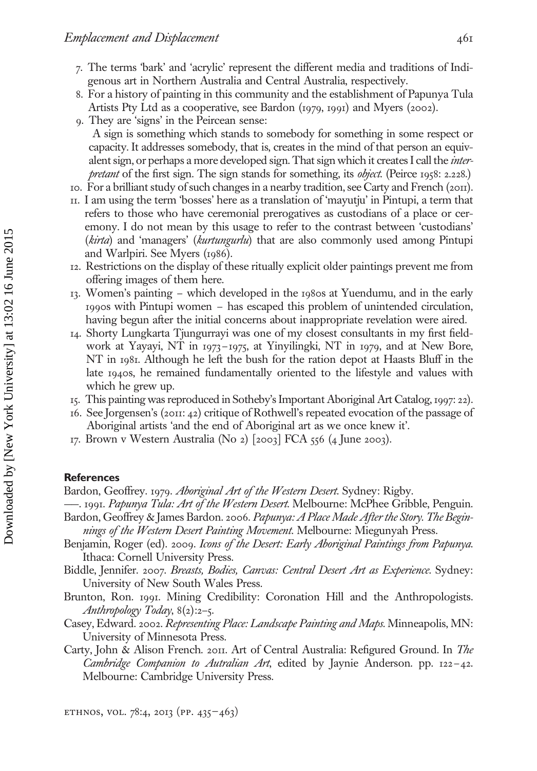7. The terms 'bark' and 'acrylic' represent the different media and traditions of Indigenous art in Northern Australia and Central Australia, respectively.
8. For a history of painting in this community and the establishment of Papunya Tula Artists Pty Ltd as a cooperative, see Bardon (1979, 1991) and Myers (2002).
9. They are 'signs' in the Peircean sense:

   A sign is something which stands to somebody for something in some respect or capacity. It addresses somebody, that is, creates in the mind of that person an equivalent sign, or perhaps a more developed sign. That sign which it creates I call the *interpretant* of the first sign. The sign stands for something, its *object*. (Peirce 1958: 2.228.)
10. For a brilliant study of such changes in a nearby tradition, see Carty and French (2011).
11. I am using the term 'bosses' here as a translation of 'mayutju' in Pintupi, a term that refers to those who have ceremonial prerogatives as custodians of a place or ceremony. I do not mean by this usage to refer to the contrast between 'custodians' (*kirta*) and 'managers' (*kurtungurlu*) that are also commonly used among Pintupi and Warlpiri. See Myers (1986).
12. Restrictions on the display of these ritually explicit older paintings prevent me from offering images of them here.
13. Women's painting – which developed in the 1980s at Yuendumu, and in the early 1990s with Pintupi women – has escaped this problem of unintended circulation, having begun after the initial concerns about inappropriate revelation were aired.
14. Shorty Lungkarta Tjungurrayi was one of my closest consultants in my first fieldwork at Yayayi, NT in 1973–1975, at Yinyilingki, NT in 1979, and at New Bore, NT in 1981. Although he left the bush for the ration depot at Haasts Bluff in the late 1940s, he remained fundamentally oriented to the lifestyle and values with which he grew up.
15. This painting was reproduced in Sotheby's Important Aboriginal Art Catalog, 1997: 22).
16. See Jorgensen's (2011: 42) critique of Rothwell's repeated evocation of the passage of Aboriginal artists 'and the end of Aboriginal art as we once knew it'.
17. Brown v Western Australia (No 2) [2003] FCA 556 (4 June 2003).

## References

Bardon, Geoffrey. 1979. *Aboriginal Art of the Western Desert*. Sydney: Rigby.

——. 1991. *Papunya Tula: Art of the Western Desert*. Melbourne: McPhee Gribble, Penguin.

Bardon, Geoffrey & James Bardon. 2006. *Papunya: A Place Made After the Story. The Beginnings of the Western Desert Painting Movement*. Melbourne: Miegunyah Press.

Benjamin, Roger (ed). 2009. *Icons of the Desert: Early Aboriginal Paintings from Papunya*. Ithaca: Cornell University Press.

Biddle, Jennifer. 2007. *Breasts, Bodies, Canvas: Central Desert Art as Experience*. Sydney: University of New South Wales Press.

Brunton, Ron. 1991. Mining Credibility: Coronation Hill and the Anthropologists. *Anthropology Today*, 8(2):2–5.

Casey, Edward. 2002. *Representing Place: Landscape Painting and Maps*. Minneapolis, MN: University of Minnesota Press.

Carty, John & Alison French. 2011. Art of Central Australia: Refigured Ground. In *The Cambridge Companion to Autralian Art*, edited by Jaynie Anderson. pp. 122–42. Melbourne: Cambridge University Press.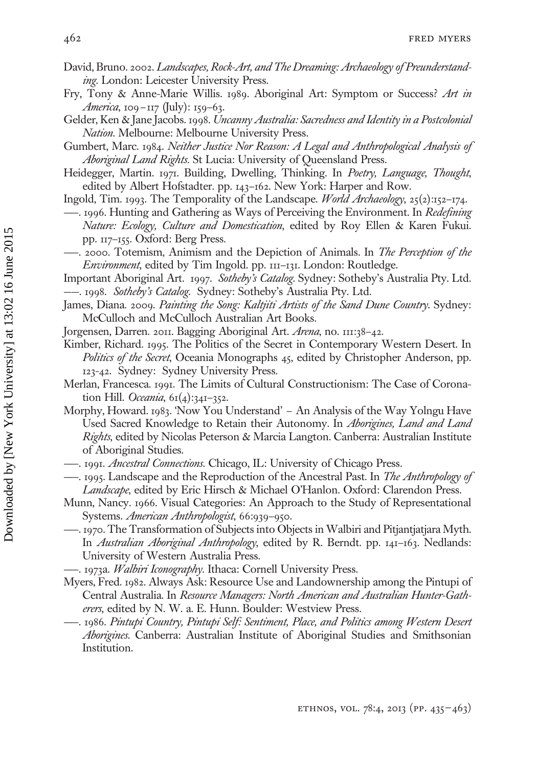David, Bruno. 2002. *Landscapes, Rock-Art, and The Dreaming: Archaeology of Preunderstanding*. London: Leicester University Press.

Fry, Tony & Anne-Marie Willis. 1989. Aboriginal Art: Symptom or Success? *Art in America*, 109–117 (July): 159–63.

Gelder, Ken & Jane Jacobs. 1998. *Uncanny Australia: Sacredness and Identity in a Postcolonial Nation*. Melbourne: Melbourne University Press.

Gumbert, Marc. 1984. *Neither Justice Nor Reason: A Legal and Anthropological Analysis of Aboriginal Land Rights*. St Lucia: University of Queensland Press.

Heidegger, Martin. 1971. Building, Dwelling, Thinking. In *Poetry, Language, Thought*, edited by Albert Hofstadter. pp. 143–162. New York: Harper and Row.

Ingold, Tim. 1993. The Temporality of the Landscape. *World Archaeology*, 25(2):152–174.

——. 1996. Hunting and Gathering as Ways of Perceiving the Environment. In *Redefining Nature: Ecology, Culture and Domestication*, edited by Roy Ellen & Karen Fukui. pp. 117–155. Oxford: Berg Press.

——. 2000. Totemism, Animism and the Depiction of Animals. In *The Perception of the Environment*, edited by Tim Ingold. pp. 111–131. London: Routledge.

Important Aboriginal Art. 1997. *Sotheby's Catalog*. Sydney: Sotheby's Australia Pty. Ltd.

——. 1998. *Sotheby's Catalog*. Sydney: Sotheby's Australia Pty. Ltd.

James, Diana. 2009. *Painting the Song: Kaltjiti Artists of the Sand Dune Country*. Sydney: McCulloch and McCulloch Australian Art Books.

Jorgensen, Darren. 2011. Bagging Aboriginal Art. *Arena*, no. 111:38–42.

Kimber, Richard. 1995. The Politics of the Secret in Contemporary Western Desert. In *Politics of the Secret*, Oceania Monographs 45, edited by Christopher Anderson, pp. 123–42. Sydney: Sydney University Press.

Merlan, Francesca. 1991. The Limits of Cultural Constructionism: The Case of Coronation Hill. *Oceania*, 61(4):341–352.

Morphy, Howard. 1983. 'Now You Understand' – An Analysis of the Way Yolngu Have Used Sacred Knowledge to Retain their Autonomy. In *Aborigines, Land and Land Rights*, edited by Nicolas Peterson & Marcia Langton. Canberra: Australian Institute of Aboriginal Studies.

——. 1991. *Ancestral Connections*. Chicago, IL: University of Chicago Press.

——. 1995. Landscape and the Reproduction of the Ancestral Past. In *The Anthropology of Landscape*, edited by Eric Hirsch & Michael O'Hanlon. Oxford: Clarendon Press.

Munn, Nancy. 1966. Visual Categories: An Approach to the Study of Representational Systems. *American Anthropologist*, 66:939–950.

——. 1970. The Transformation of Subjects into Objects in Walbiri and Pitjantjatjara Myth. In *Australian Aboriginal Anthropology*, edited by R. Berndt. pp. 141–163. Nedlands: University of Western Australia Press.

——. 1973a. *Walbiri Iconography*. Ithaca: Cornell University Press.

Myers, Fred. 1982. Always Ask: Resource Use and Landownership among the Pintupi of Central Australia. In *Resource Managers: North American and Australian Hunter-Gatherers*, edited by N. W. a. E. Hunn. Boulder: Westview Press.

——. 1986. *Pintupi Country, Pintupi Self: Sentiment, Place, and Politics among Western Desert Aborigines*. Canberra: Australian Institute of Aboriginal Studies and Smithsonian Institution.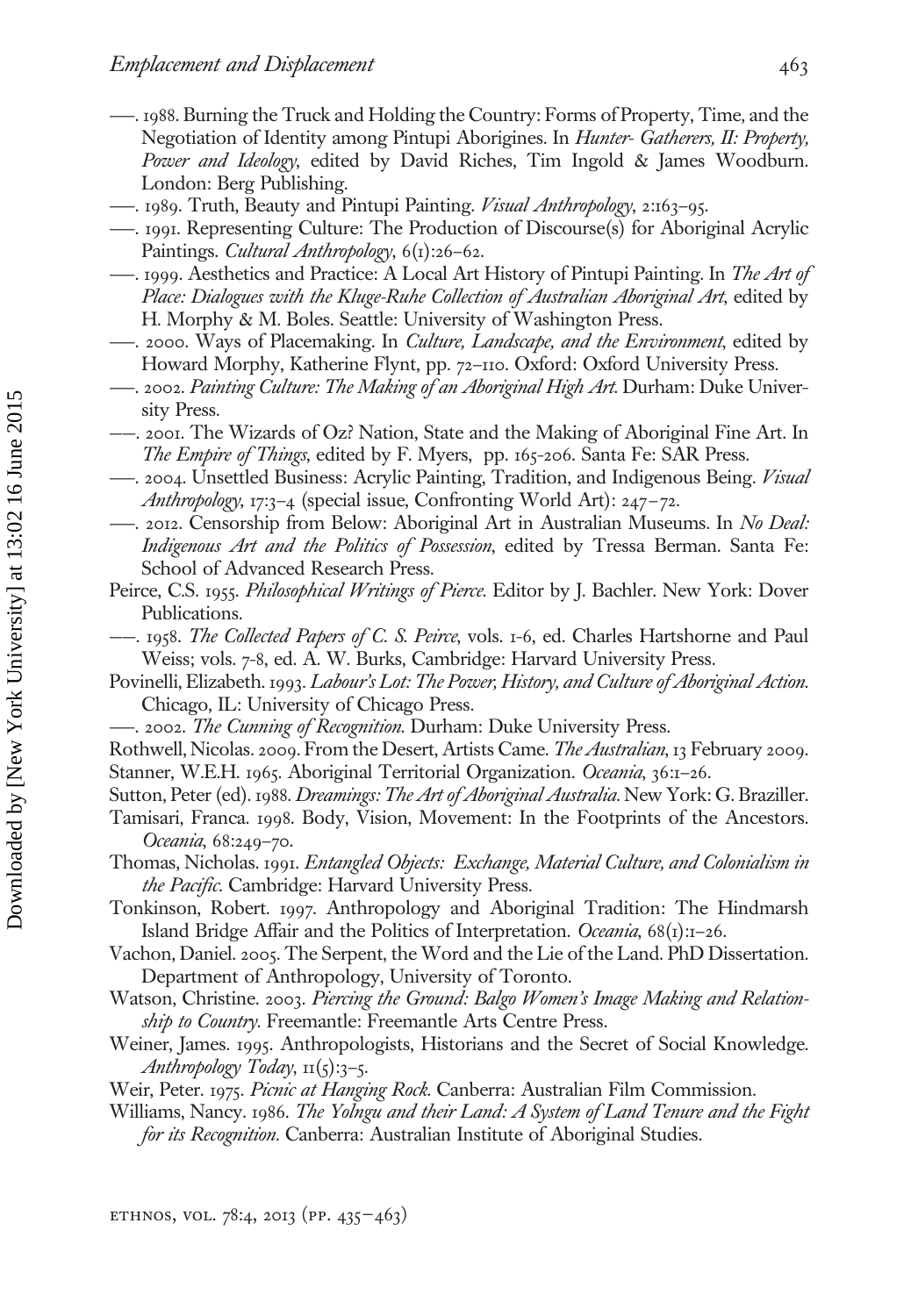——. 1988. Burning the Truck and Holding the Country: Forms of Property, Time, and the Negotiation of Identity among Pintupi Aborigines. In *Hunter- Gatherers, II: Property, Power and Ideology*, edited by David Riches, Tim Ingold & James Woodburn. London: Berg Publishing.

——. 1989. Truth, Beauty and Pintupi Painting. *Visual Anthropology*, 2:163–95.

——. 1991. Representing Culture: The Production of Discourse(s) for Aboriginal Acrylic Paintings. *Cultural Anthropology*, 6(1):26–62.

——. 1999. Aesthetics and Practice: A Local Art History of Pintupi Painting. In *The Art of Place: Dialogues with the Kluge-Ruhe Collection of Australian Aboriginal Art*, edited by H. Morphy & M. Boles. Seattle: University of Washington Press.

——. 2000. Ways of Placemaking. In *Culture, Landscape, and the Environment*, edited by Howard Morphy, Katherine Flynt, pp. 72–110. Oxford: Oxford University Press.

——. 2002. *Painting Culture: The Making of an Aboriginal High Art*. Durham: Duke University Press.

——. 2001. The Wizards of Oz? Nation, State and the Making of Aboriginal Fine Art. In *The Empire of Things*, edited by F. Myers, pp. 165-206. Santa Fe: SAR Press.

——. 2004. Unsettled Business: Acrylic Painting, Tradition, and Indigenous Being. *Visual Anthropology*, 17:3–4 (special issue, Confronting World Art): 247–72.

——. 2012. Censorship from Below: Aboriginal Art in Australian Museums. In *No Deal: Indigenous Art and the Politics of Possession*, edited by Tressa Berman. Santa Fe: School of Advanced Research Press.

Peirce, C.S. 1955. *Philosophical Writings of Pierce*. Editor by J. Bachler. New York: Dover Publications.

——. 1958. *The Collected Papers of C. S. Peirce*, vols. 1-6, ed. Charles Hartshorne and Paul Weiss; vols. 7-8, ed. A. W. Burks, Cambridge: Harvard University Press.

Povinelli, Elizabeth. 1993. *Labour's Lot: The Power, History, and Culture of Aboriginal Action*. Chicago, IL: University of Chicago Press.

——. 2002. *The Cunning of Recognition*. Durham: Duke University Press.

Rothwell, Nicolas. 2009. From the Desert, Artists Came. *The Australian*, 13 February 2009.

Stanner, W.E.H. 1965. Aboriginal Territorial Organization. *Oceania*, 36:1–26.

Sutton, Peter (ed). 1988. *Dreamings: The Art of Aboriginal Australia*. New York: G. Braziller.

Tamisari, Franca. 1998. Body, Vision, Movement: In the Footprints of the Ancestors. *Oceania*, 68:249–70.

Thomas, Nicholas. 1991. *Entangled Objects: Exchange, Material Culture, and Colonialism in the Pacific*. Cambridge: Harvard University Press.

Tonkinson, Robert. 1997. Anthropology and Aboriginal Tradition: The Hindmarsh Island Bridge Affair and the Politics of Interpretation. *Oceania*, 68(1):1–26.

Vachon, Daniel. 2005. The Serpent, the Word and the Lie of the Land. PhD Dissertation. Department of Anthropology, University of Toronto.

Watson, Christine. 2003. *Piercing the Ground: Balgo Women's Image Making and Relationship to Country*. Freemantle: Freemantle Arts Centre Press.

Weiner, James. 1995. Anthropologists, Historians and the Secret of Social Knowledge. *Anthropology Today*, 11(5):3–5.

Weir, Peter. 1975. *Picnic at Hanging Rock*. Canberra: Australian Film Commission.

Williams, Nancy. 1986. *The Yolngu and their Land: A System of Land Tenure and the Fight for its Recognition*. Canberra: Australian Institute of Aboriginal Studies.